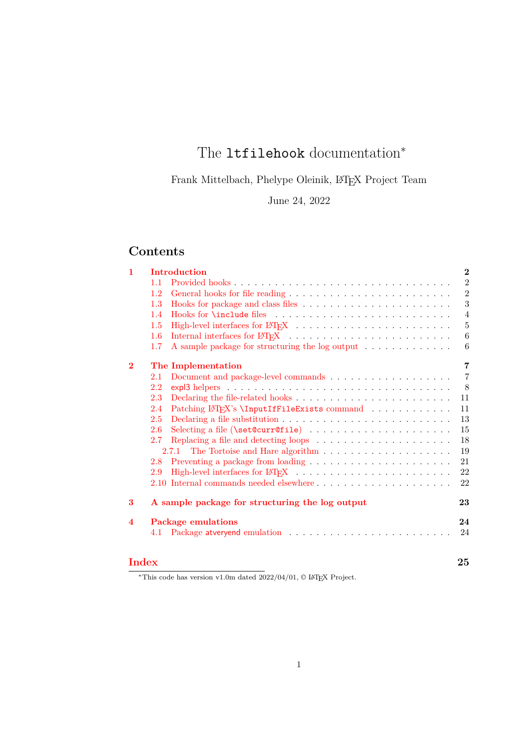# The `ltfilehook` documentation*

Frank Mittelbach, Phelype Oleinik, LaTeX Project Team

June 24, 2022

## Contents

- **1 Introduction** — 2
  - 1.1 Provided hooks — 2
  - 1.2 General hooks for file reading — 2
  - 1.3 Hooks for package and class files — 3
  - 1.4 Hooks for `\include` files — 4
  - 1.5 High-level interfaces for LaTeX — 5
  - 1.6 Internal interfaces for LaTeX — 6
  - 1.7 A sample package for structuring the log output — 6
- **2 The Implementation** — 7
  - 2.1 Document and package-level commands — 7
  - 2.2 expl3 helpers — 8
  - 2.3 Declaring the file-related hooks — 11
  - 2.4 Patching LaTeX's `\InputIfFileExists` command — 11
  - 2.5 Declaring a file substitution — 13
  - 2.6 Selecting a file (`\set@curr@file`) — 15
  - 2.7 Replacing a file and detecting loops — 18
    - 2.7.1 The Tortoise and Hare algorithm — 19
  - 2.8 Preventing a package from loading — 21
  - 2.9 High-level interfaces for LaTeX — 22
  - 2.10 Internal commands needed elsewhere — 22
- **3 A sample package for structuring the log output** — 23
- **4 Package emulations** — 24
  - 4.1 Package atveryend emulation — 24
- **Index** — 25

*This code has version v1.0m dated 2022/04/01, © LaTeX Project.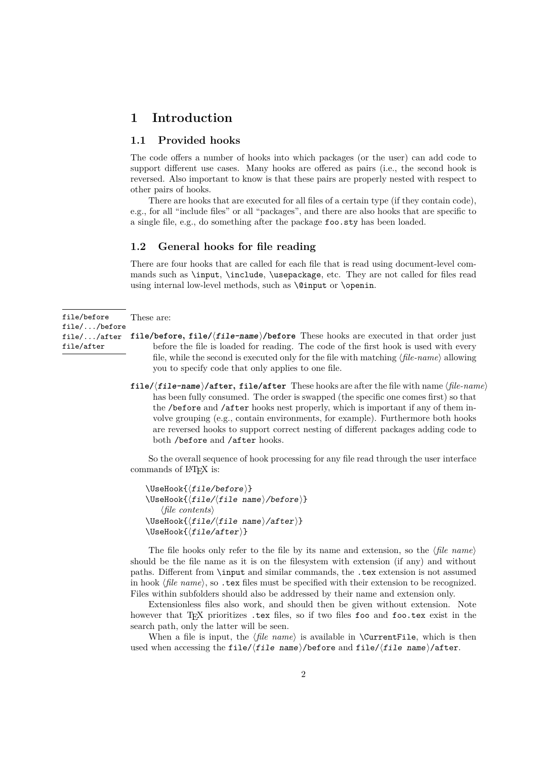# 1 Introduction

## 1.1 Provided hooks

The code offers a number of hooks into which packages (or the user) can add code to support different use cases. Many hooks are offered as pairs (i.e., the second hook is reversed. Also important to know is that these pairs are properly nested with respect to other pairs of hooks.

There are hooks that are executed for all files of a certain type (if they contain code), e.g., for all "include files" or all "packages", and there are also hooks that are specific to a single file, e.g., do something after the package `foo.sty` has been loaded.

## 1.2 General hooks for file reading

There are four hooks that are called for each file that is read using document-level commands such as `\input`, `\include`, `\usepackage`, etc. They are not called for files read using internal low-level methods, such as `\@input` or `\openin`.

`file/before`
`file/.../before`
`file/.../after`
`file/after`

These are:

**`file/before`, `file/⟨file-name⟩/before`** These hooks are executed in that order just before the file is loaded for reading. The code of the first hook is used with every file, while the second is executed only for the file with matching ⟨*file-name*⟩ allowing you to specify code that only applies to one file.

**`file/⟨file-name⟩/after`, `file/after`** These hooks are after the file with name ⟨*file-name*⟩ has been fully consumed. The order is swapped (the specific one comes first) so that the `/before` and `/after` hooks nest properly, which is important if any of them involve grouping (e.g., contain environments, for example). Furthermore both hooks are reversed hooks to support correct nesting of different packages adding code to both `/before` and `/after` hooks.

So the overall sequence of hook processing for any file read through the user interface commands of LaTeX is:

```
\UseHook{⟨file/before⟩}
\UseHook{⟨file/⟨file name⟩/before⟩}
    ⟨file contents⟩
\UseHook{⟨file/⟨file name⟩/after⟩}
\UseHook{⟨file/after⟩}
```

The file hooks only refer to the file by its name and extension, so the ⟨*file name*⟩ should be the file name as it is on the filesystem with extension (if any) and without paths. Different from `\input` and similar commands, the `.tex` extension is not assumed in hook ⟨*file name*⟩, so `.tex` files must be specified with their extension to be recognized. Files within subfolders should also be addressed by their name and extension only.

Extensionless files also work, and should then be given without extension. Note however that TeX prioritizes `.tex` files, so if two files `foo` and `foo.tex` exist in the search path, only the latter will be seen.

When a file is input, the ⟨*file name*⟩ is available in `\CurrentFile`, which is then used when accessing the `file/⟨file name⟩/before` and `file/⟨file name⟩/after`.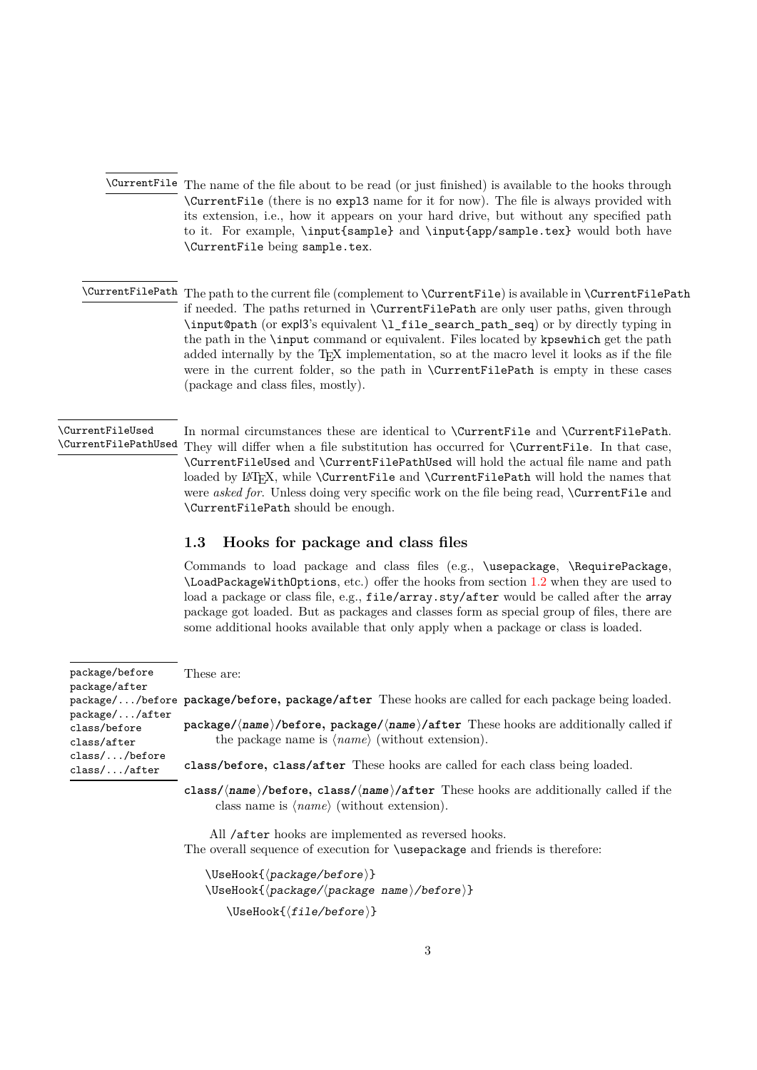`\CurrentFile` The name of the file about to be read (or just finished) is available to the hooks through `\CurrentFile` (there is no expl3 name for it for now). The file is always provided with its extension, i.e., how it appears on your hard drive, but without any specified path to it. For example, `\input{sample}` and `\input{app/sample.tex}` would both have `\CurrentFile` being `sample.tex`.

`\CurrentFilePath` The path to the current file (complement to `\CurrentFile`) is available in `\CurrentFilePath` if needed. The paths returned in `\CurrentFilePath` are only user paths, given through `\input@path` (or expl3's equivalent `\l_file_search_path_seq`) or by directly typing in the path in the `\input` command or equivalent. Files located by `kpsewhich` get the path added internally by the TeX implementation, so at the macro level it looks as if the file were in the current folder, so the path in `\CurrentFilePath` is empty in these cases (package and class files, mostly).

`\CurrentFileUsed`
`\CurrentFilePathUsed` In normal circumstances these are identical to `\CurrentFile` and `\CurrentFilePath`. They will differ when a file substitution has occurred for `\CurrentFile`. In that case, `\CurrentFileUsed` and `\CurrentFilePathUsed` will hold the actual file name and path loaded by LaTeX, while `\CurrentFile` and `\CurrentFilePath` will hold the names that were *asked for*. Unless doing very specific work on the file being read, `\CurrentFile` and `\CurrentFilePath` should be enough.

### 1.3 Hooks for package and class files

Commands to load package and class files (e.g., `\usepackage`, `\RequirePackage`, `\LoadPackageWithOptions`, etc.) offer the hooks from section 1.2 when they are used to load a package or class file, e.g., `file/array.sty/after` would be called after the array package got loaded. But as packages and classes form as special group of files, there are some additional hooks available that only apply when a package or class is loaded.

`package/before`
`package/after`
`package/.../before`
`package/.../after`
`class/before`
`class/after`
`class/.../before`
`class/.../after`

These are:

**`package/before`, `package/after`** These hooks are called for each package being loaded.

**`package/⟨name⟩/before`, `package/⟨name⟩/after`** These hooks are additionally called if the package name is ⟨*name*⟩ (without extension).

**`class/before`, `class/after`** These hooks are called for each class being loaded.

**`class/⟨name⟩/before`, `class/⟨name⟩/after`** These hooks are additionally called if the class name is ⟨*name*⟩ (without extension).

All `/after` hooks are implemented as reversed hooks.

The overall sequence of execution for `\usepackage` and friends is therefore:

```
\UseHook{⟨package/before⟩}
\UseHook{⟨package/⟨package name⟩/before⟩}
   \UseHook{⟨file/before⟩}
```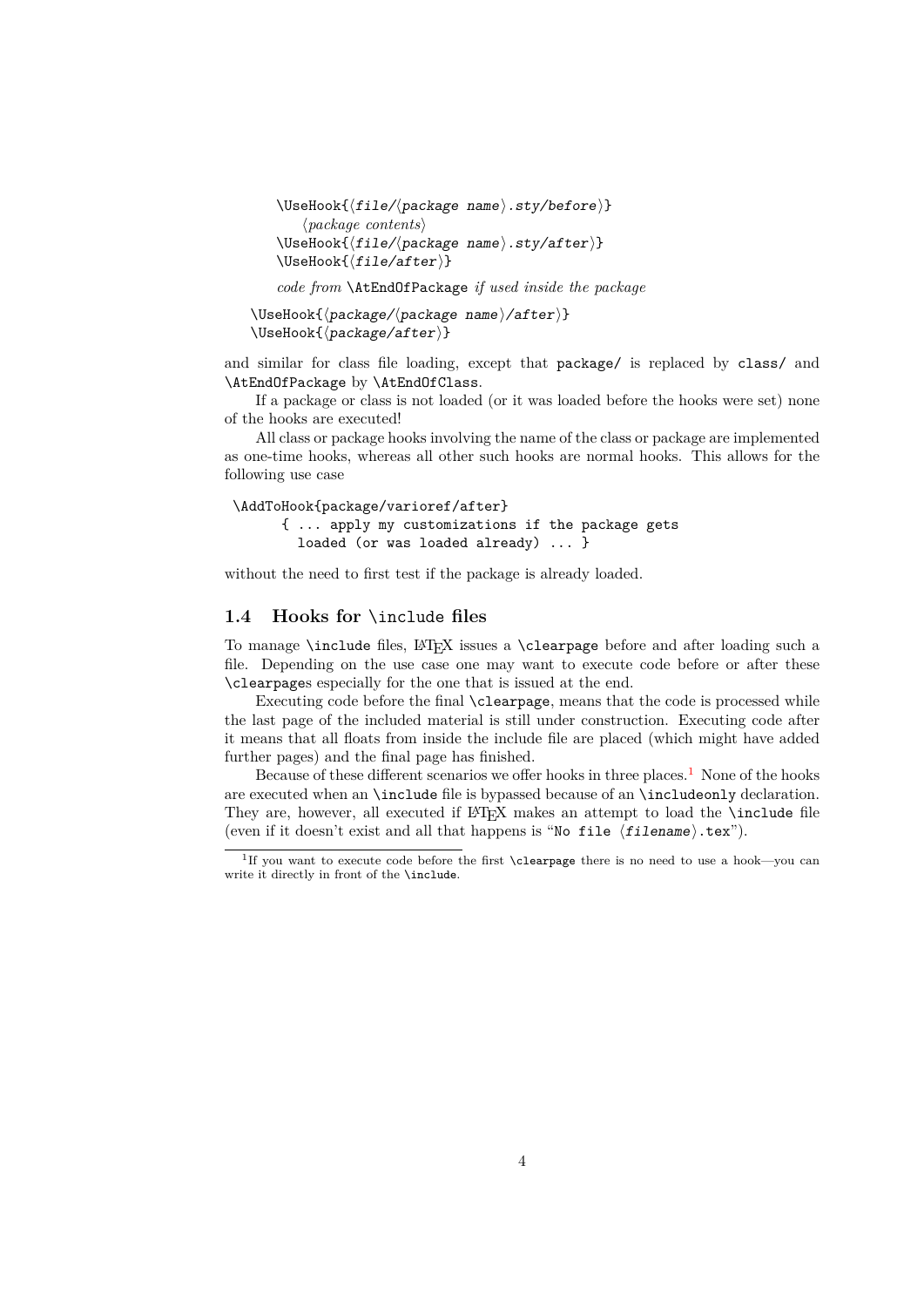```
\UseHook{⟨file/⟨package name⟩.sty/before⟩}
    ⟨package contents⟩
\UseHook{⟨file/⟨package name⟩.sty/after⟩}
\UseHook{⟨file/after⟩}

code from \AtEndOfPackage if used inside the package

\UseHook{⟨package/⟨package name⟩/after⟩}
\UseHook{⟨package/after⟩}
```

and similar for class file loading, except that `package/` is replaced by `class/` and `\AtEndOfPackage` by `\AtEndOfClass`.

If a package or class is not loaded (or it was loaded before the hooks were set) none of the hooks are executed!

All class or package hooks involving the name of the class or package are implemented as one-time hooks, whereas all other such hooks are normal hooks. This allows for the following use case

```
\AddToHook{package/varioref/after}
      { ... apply my customizations if the package gets
        loaded (or was loaded already) ... }
```

without the need to first test if the package is already loaded.

### 1.4 Hooks for `\include` files

To manage `\include` files, LaTeX issues a `\clearpage` before and after loading such a file. Depending on the use case one may want to execute code before or after these `\clearpage`s especially for the one that is issued at the end.

Executing code before the final `\clearpage`, means that the code is processed while the last page of the included material is still under construction. Executing code after it means that all floats from inside the include file are placed (which might have added further pages) and the final page has finished.

Because of these different scenarios we offer hooks in three places.[1] None of the hooks are executed when an `\include` file is bypassed because of an `\includeonly` declaration. They are, however, all executed if LaTeX makes an attempt to load the `\include` file (even if it doesn't exist and all that happens is "`No file ⟨filename⟩.tex`").

---

[1] If you want to execute code before the first `\clearpage` there is no need to use a hook—you can write it directly in front of the `\include`.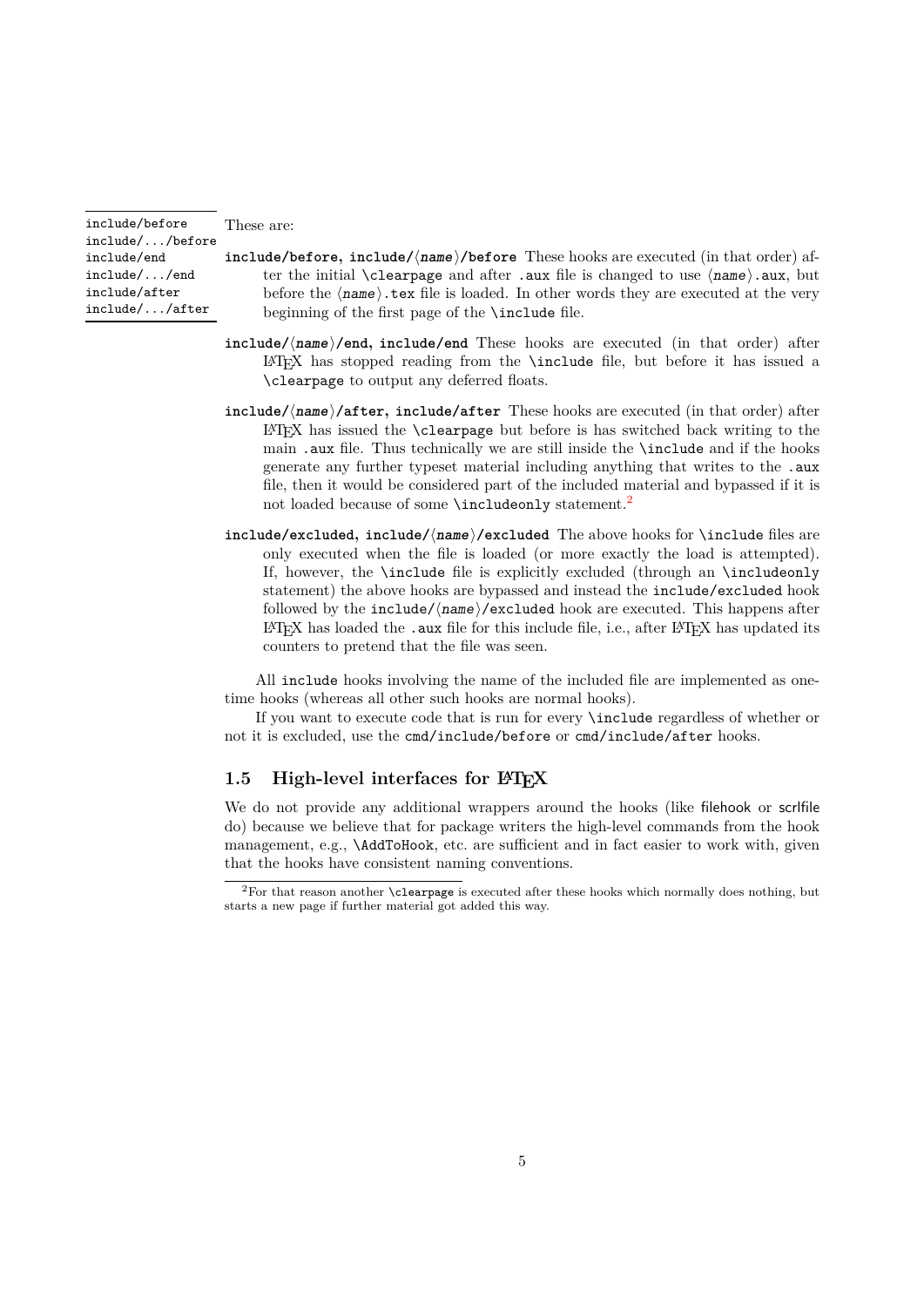include/before
include/.../before
include/end
include/.../end
include/after
include/.../after

These are:

**include/before, include/⟨name⟩/before** These hooks are executed (in that order) after the initial \clearpage and after .aux file is changed to use ⟨name⟩.aux, but before the ⟨name⟩.tex file is loaded. In other words they are executed at the very beginning of the first page of the \include file.

**include/⟨name⟩/end, include/end** These hooks are executed (in that order) after LaTeX has stopped reading from the \include file, but before it has issued a \clearpage to output any deferred floats.

**include/⟨name⟩/after, include/after** These hooks are executed (in that order) after LaTeX has issued the \clearpage but before is has switched back writing to the main .aux file. Thus technically we are still inside the \include and if the hooks generate any further typeset material including anything that writes to the .aux file, then it would be considered part of the included material and bypassed if it is not loaded because of some \includeonly statement.[2]

**include/excluded, include/⟨name⟩/excluded** The above hooks for \include files are only executed when the file is loaded (or more exactly the load is attempted). If, however, the \include file is explicitly excluded (through an \includeonly statement) the above hooks are bypassed and instead the include/excluded hook followed by the include/⟨name⟩/excluded hook are executed. This happens after LaTeX has loaded the .aux file for this include file, i.e., after LaTeX has updated its counters to pretend that the file was seen.

All include hooks involving the name of the included file are implemented as one-time hooks (whereas all other such hooks are normal hooks).

If you want to execute code that is run for every \include regardless of whether or not it is excluded, use the cmd/include/before or cmd/include/after hooks.

## 1.5 High-level interfaces for LaTeX

We do not provide any additional wrappers around the hooks (like filehook or scrlfile do) because we believe that for package writers the high-level commands from the hook management, e.g., \AddToHook, etc. are sufficient and in fact easier to work with, given that the hooks have consistent naming conventions.

[2]For that reason another \clearpage is executed after these hooks which normally does nothing, but starts a new page if further material got added this way.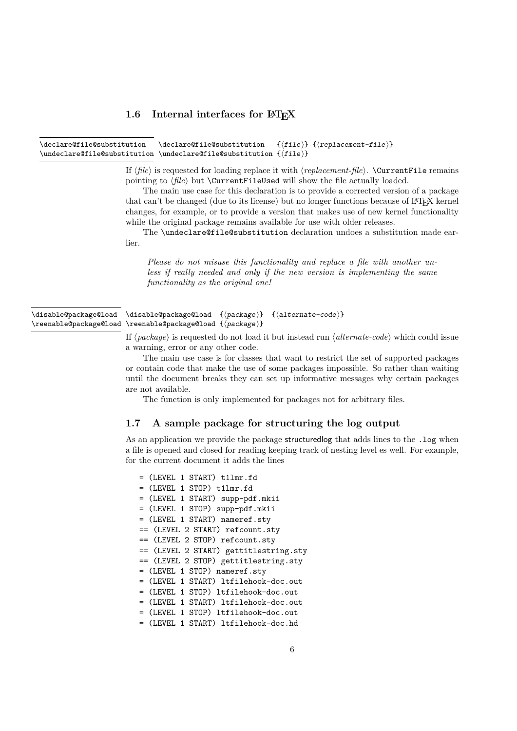## 1.6 Internal interfaces for LaTeX

`\declare@file@substitution`
`\undeclare@file@substitution`

```
\declare@file@substitution   {⟨file⟩} {⟨replacement-file⟩}
\undeclare@file@substitution {⟨file⟩}
```

If ⟨*file*⟩ is requested for loading replace it with ⟨*replacement-file*⟩. `\CurrentFile` remains pointing to ⟨*file*⟩ but `\CurrentFileUsed` will show the file actually loaded.

The main use case for this declaration is to provide a corrected version of a package that can't be changed (due to its license) but no longer functions because of LaTeX kernel changes, for example, or to provide a version that makes use of new kernel functionality while the original package remains available for use with older releases.

The `\undeclare@file@substitution` declaration undoes a substitution made earlier.

> *Please do not misuse this functionality and replace a file with another unless if really needed and only if the new version is implementing the same functionality as the original one!*

`\disable@package@load`
`\reenable@package@load`

```
\disable@package@load  {⟨package⟩}  {⟨alternate-code⟩}
\reenable@package@load {⟨package⟩}
```

If ⟨*package*⟩ is requested do not load it but instead run ⟨*alternate-code*⟩ which could issue a warning, error or any other code.

The main use case is for classes that want to restrict the set of supported packages or contain code that make the use of some packages impossible. So rather than waiting until the document breaks they can set up informative messages why certain packages are not available.

The function is only implemented for packages not for arbitrary files.

## 1.7 A sample package for structuring the log output

As an application we provide the package structuredlog that adds lines to the `.log` when a file is opened and closed for reading keeping track of nesting level es well. For example, for the current document it adds the lines

```
= (LEVEL 1 START) t1lmr.fd
= (LEVEL 1 STOP) t1lmr.fd
= (LEVEL 1 START) supp-pdf.mkii
= (LEVEL 1 STOP) supp-pdf.mkii
= (LEVEL 1 START) nameref.sty
== (LEVEL 2 START) refcount.sty
== (LEVEL 2 STOP) refcount.sty
== (LEVEL 2 START) gettitlestring.sty
== (LEVEL 2 STOP) gettitlestring.sty
= (LEVEL 1 STOP) nameref.sty
= (LEVEL 1 START) ltfilehook-doc.out
= (LEVEL 1 STOP) ltfilehook-doc.out
= (LEVEL 1 START) ltfilehook-doc.out
= (LEVEL 1 STOP) ltfilehook-doc.out
= (LEVEL 1 START) ltfilehook-doc.hd
```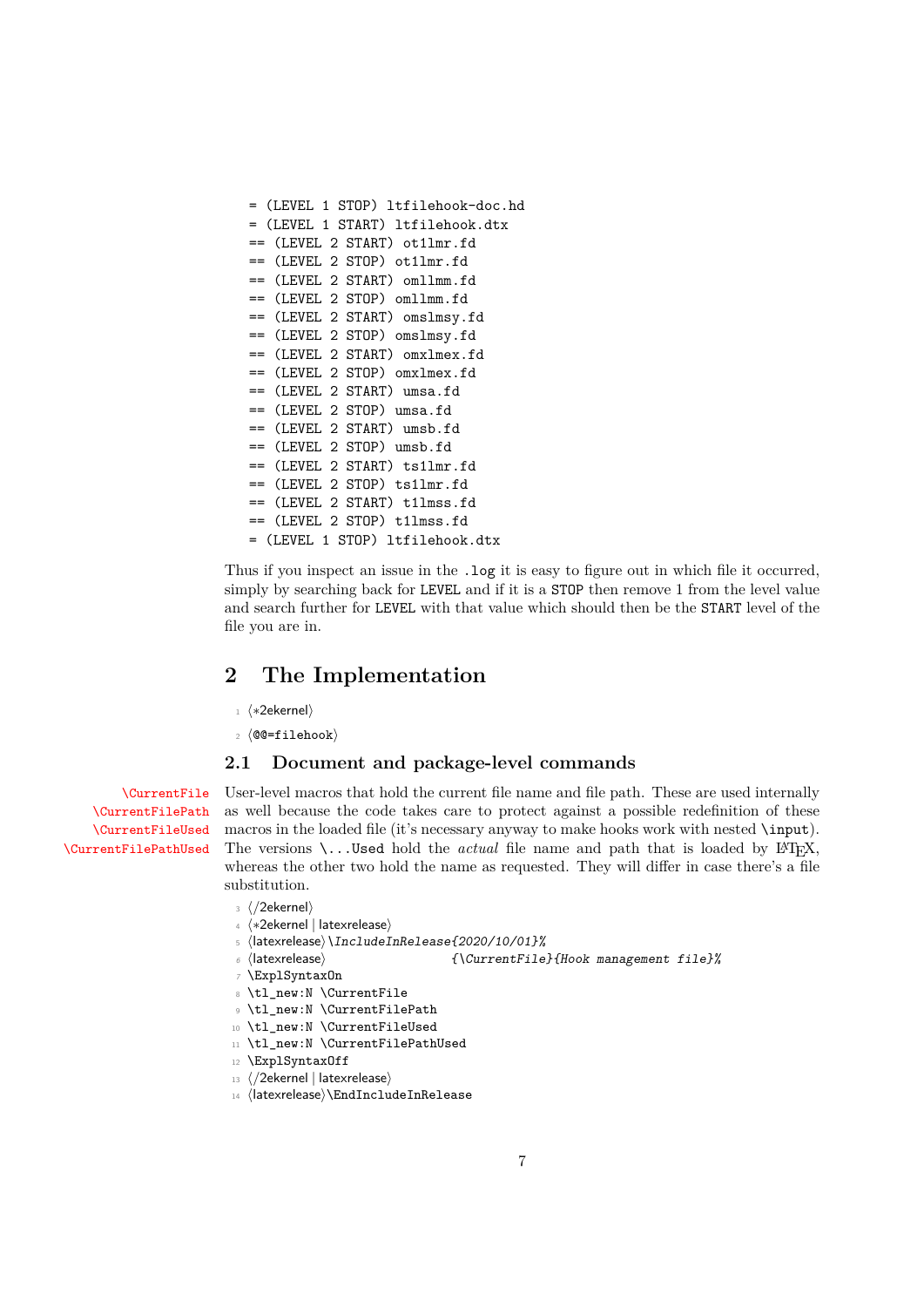```
= (LEVEL 1 STOP) ltfilehook-doc.hd
= (LEVEL 1 START) ltfilehook.dtx
== (LEVEL 2 START) ot1lmr.fd
== (LEVEL 2 STOP) ot1lmr.fd
== (LEVEL 2 START) omllmm.fd
== (LEVEL 2 STOP) omllmm.fd
== (LEVEL 2 START) omslmsy.fd
== (LEVEL 2 STOP) omslmsy.fd
== (LEVEL 2 START) omxlmex.fd
== (LEVEL 2 STOP) omxlmex.fd
== (LEVEL 2 START) umsa.fd
== (LEVEL 2 STOP) umsa.fd
== (LEVEL 2 START) umsb.fd
== (LEVEL 2 STOP) umsb.fd
== (LEVEL 2 START) ts1lmr.fd
== (LEVEL 2 STOP) ts1lmr.fd
== (LEVEL 2 START) t1lmss.fd
== (LEVEL 2 STOP) t1lmss.fd
= (LEVEL 1 STOP) ltfilehook.dtx
```

Thus if you inspect an issue in the `.log` it is easy to figure out in which file it occurred, simply by searching back for `LEVEL` and if it is a `STOP` then remove 1 from the level value and search further for `LEVEL` with that value which should then be the `START` level of the file you are in.

## 2 The Implementation

```
1 <*2ekernel>
2 <@@=filehook>
```

### 2.1 Document and package-level commands

`\CurrentFile` `\CurrentFilePath` `\CurrentFileUsed` `\CurrentFilePathUsed`

User-level macros that hold the current file name and file path. These are used internally as well because the code takes care to protect against a possible redefinition of these macros in the loaded file (it's necessary anyway to make hooks work with nested `\input`). The versions `\...Used` hold the *actual* file name and path that is loaded by LaTeX, whereas the other two hold the name as requested. They will differ in case there's a file substitution.

```
3 </2ekernel>
4 <*2ekernel | latexrelease>
5 <latexrelease>\IncludeInRelease{2020/10/01}%
6 <latexrelease>                 {\CurrentFile}{Hook management file}%
7 \ExplSyntaxOn
8 \tl_new:N \CurrentFile
9 \tl_new:N \CurrentFilePath
10 \tl_new:N \CurrentFileUsed
11 \tl_new:N \CurrentFilePathUsed
12 \ExplSyntaxOff
13 </2ekernel | latexrelease>
14 <latexrelease>\EndIncludeInRelease
```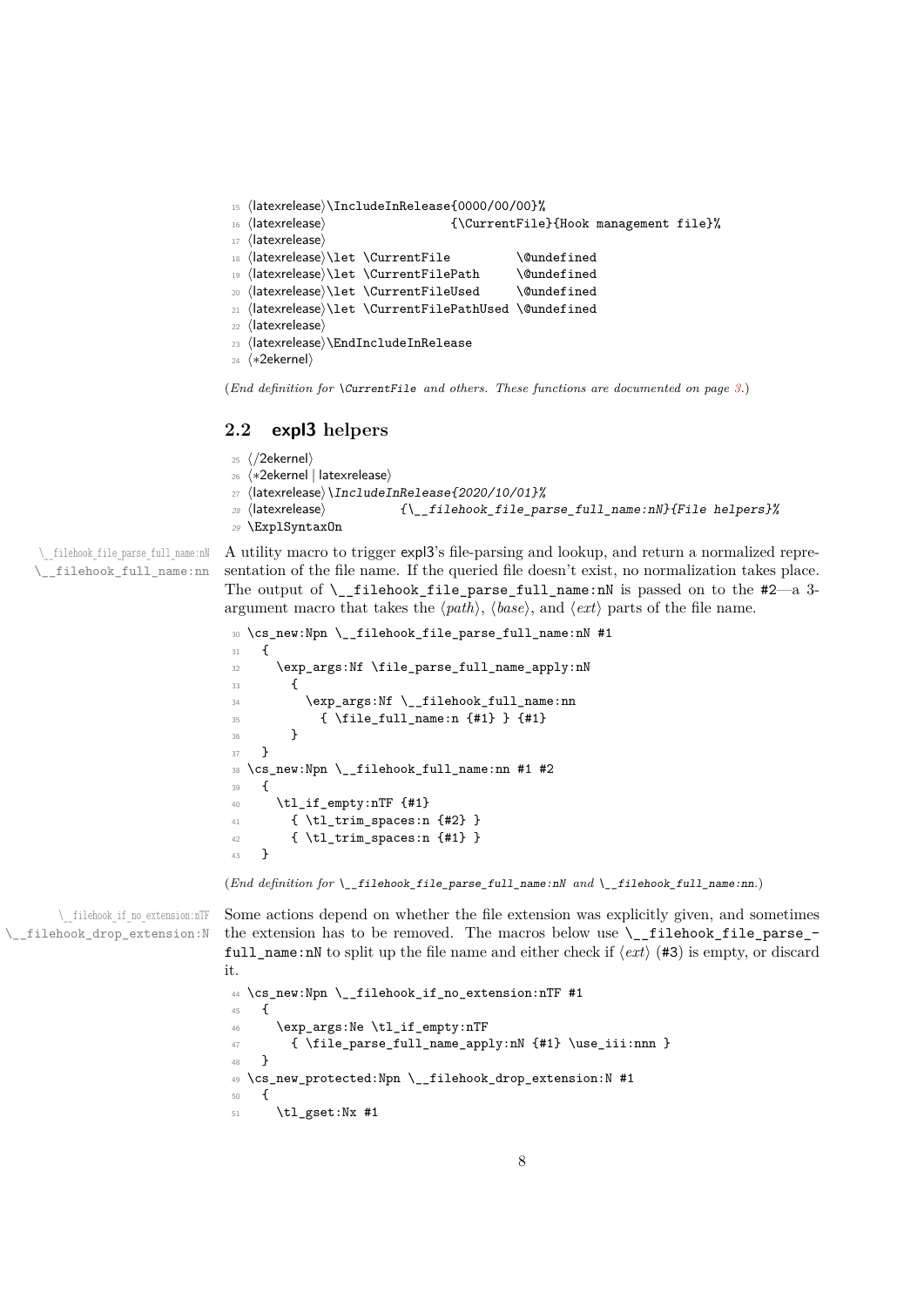```
15 ⟨latexrelease⟩\IncludeInRelease{0000/00/00}%
16 ⟨latexrelease⟩                 {\CurrentFile}{Hook management file}%
17 ⟨latexrelease⟩
18 ⟨latexrelease⟩\let \CurrentFile         \@undefined
19 ⟨latexrelease⟩\let \CurrentFilePath     \@undefined
20 ⟨latexrelease⟩\let \CurrentFileUsed     \@undefined
21 ⟨latexrelease⟩\let \CurrentFilePathUsed \@undefined
22 ⟨latexrelease⟩
23 ⟨latexrelease⟩\EndIncludeInRelease
24 ⟨*2ekernel⟩
```

(*End definition for* `\CurrentFile` *and others. These functions are documented on page 3.*)

## 2.2 expl3 helpers

```
25 ⟨/2ekernel⟩
26 ⟨*2ekernel | latexrelease⟩
27 ⟨latexrelease⟩\IncludeInRelease{2020/10/01}%
28 ⟨latexrelease⟩          {\__filehook_file_parse_full_name:nN}{File helpers}%
29 \ExplSyntaxOn
```

`\__filehook_file_parse_full_name:nN`
`\__filehook_full_name:nn`

A utility macro to trigger expl3's file-parsing and lookup, and return a normalized representation of the file name. If the queried file doesn't exist, no normalization takes place. The output of `\__filehook_file_parse_full_name:nN` is passed on to the #2—a 3-argument macro that takes the ⟨*path*⟩, ⟨*base*⟩, and ⟨*ext*⟩ parts of the file name.

```
30 \cs_new:Npn \__filehook_file_parse_full_name:nN #1
31   {
32     \exp_args:Nf \file_parse_full_name_apply:nN
33       {
34         \exp_args:Nf \__filehook_full_name:nn
35           { \file_full_name:n {#1} } {#1}
36       }
37   }
38 \cs_new:Npn \__filehook_full_name:nn #1 #2
39   {
40     \tl_if_empty:nTF {#1}
41       { \tl_trim_spaces:n {#2} }
42       { \tl_trim_spaces:n {#1} }
43   }
```

(*End definition for* `\__filehook_file_parse_full_name:nN` *and* `\__filehook_full_name:nn`*.*)

`\__filehook_if_no_extension:nTF`
`\__filehook_drop_extension:N`

Some actions depend on whether the file extension was explicitly given, and sometimes the extension has to be removed. The macros below use `\__filehook_file_parse_full_name:nN` to split up the file name and either check if ⟨*ext*⟩ (#3) is empty, or discard it.

```
44 \cs_new:Npn \__filehook_if_no_extension:nTF #1
45   {
46     \exp_args:Ne \tl_if_empty:nTF
47       { \file_parse_full_name_apply:nN {#1} \use_iii:nnn }
48   }
49 \cs_new_protected:Npn \__filehook_drop_extension:N #1
50   {
51     \tl_gset:Nx #1
```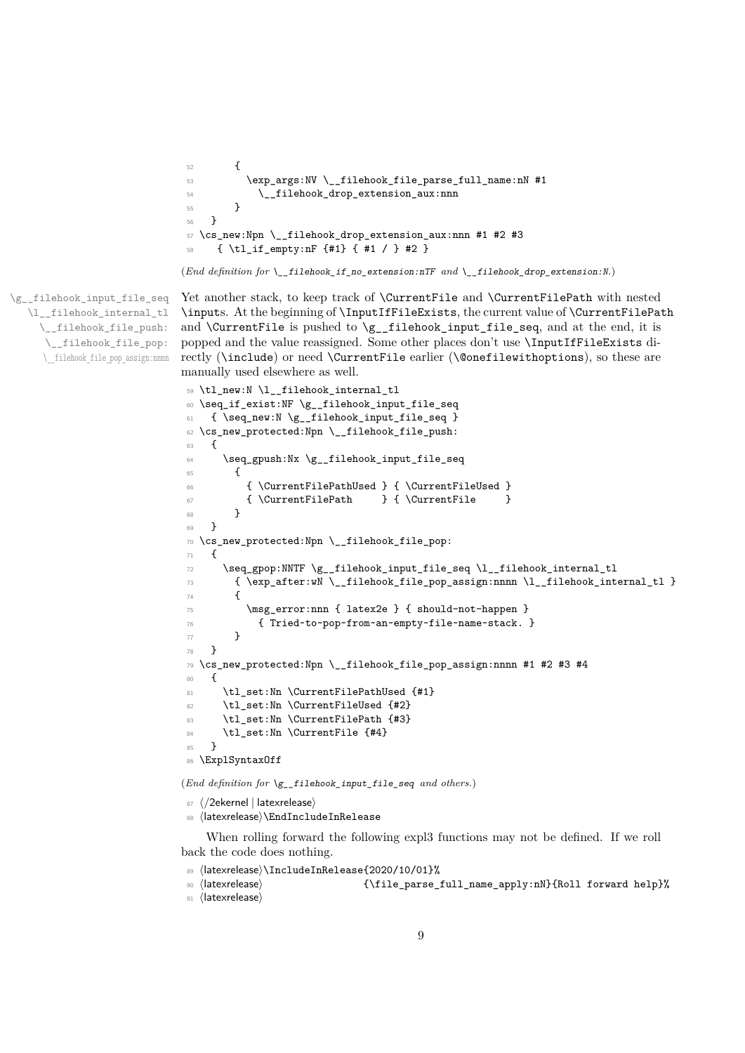```
52       {
53         \exp_args:NV \__filehook_file_parse_full_name:nN #1
54           \__filehook_drop_extension_aux:nnn
55       }
56   }
57 \cs_new:Npn \__filehook_drop_extension_aux:nnn #1 #2 #3
58   { \tl_if_empty:nF {#1} { #1 / } #2 }
```

(*End definition for* `\__filehook_if_no_extension:nTF` *and* `\__filehook_drop_extension:N`.)

`\g__filehook_input_file_seq` `\l__filehook_internal_tl` `\__filehook_file_push:` `\__filehook_file_pop:` `\__filehook_file_pop_assign:nnnn`

Yet another stack, to keep track of `\CurrentFile` and `\CurrentFilePath` with nested `\input`s. At the beginning of `\InputIfFileExists`, the current value of `\CurrentFilePath` and `\CurrentFile` is pushed to `\g__filehook_input_file_seq`, and at the end, it is popped and the value reassigned. Some other places don't use `\InputIfFileExists` directly (`\include`) or need `\CurrentFile` earlier (`\@onefilewithoptions`), so these are manually used elsewhere as well.

```
59 \tl_new:N \l__filehook_internal_tl
60 \seq_if_exist:NF \g__filehook_input_file_seq
61   { \seq_new:N \g__filehook_input_file_seq }
62 \cs_new_protected:Npn \__filehook_file_push:
63   {
64     \seq_gpush:Nx \g__filehook_input_file_seq
65       {
66         { \CurrentFilePathUsed } { \CurrentFileUsed }
67         { \CurrentFilePath     } { \CurrentFile     }
68       }
69   }
70 \cs_new_protected:Npn \__filehook_file_pop:
71   {
72     \seq_gpop:NNTF \g__filehook_input_file_seq \l__filehook_internal_tl
73       { \exp_after:wN \__filehook_file_pop_assign:nnnn \l__filehook_internal_tl }
74       {
75         \msg_error:nnn { latex2e } { should-not-happen }
76           { Tried~to~pop~from~an~empty~file~name~stack. }
77       }
78   }
79 \cs_new_protected:Npn \__filehook_file_pop_assign:nnnn #1 #2 #3 #4
80   {
81     \tl_set:Nn \CurrentFilePathUsed {#1}
82     \tl_set:Nn \CurrentFileUsed {#2}
83     \tl_set:Nn \CurrentFilePath {#3}
84     \tl_set:Nn \CurrentFile {#4}
85   }
86 \ExplSyntaxOff
```

(*End definition for* `\g__filehook_input_file_seq` *and others.*)

```
87 ⟨/2ekernel | latexrelease⟩
88 ⟨latexrelease⟩\EndIncludeInRelease
```

When rolling forward the following expl3 functions may not be defined. If we roll back the code does nothing.

```
89 ⟨latexrelease⟩\IncludeInRelease{2020/10/01}%
90 ⟨latexrelease⟩                 {\file_parse_full_name_apply:nN}{Roll forward help}%
91 ⟨latexrelease⟩
```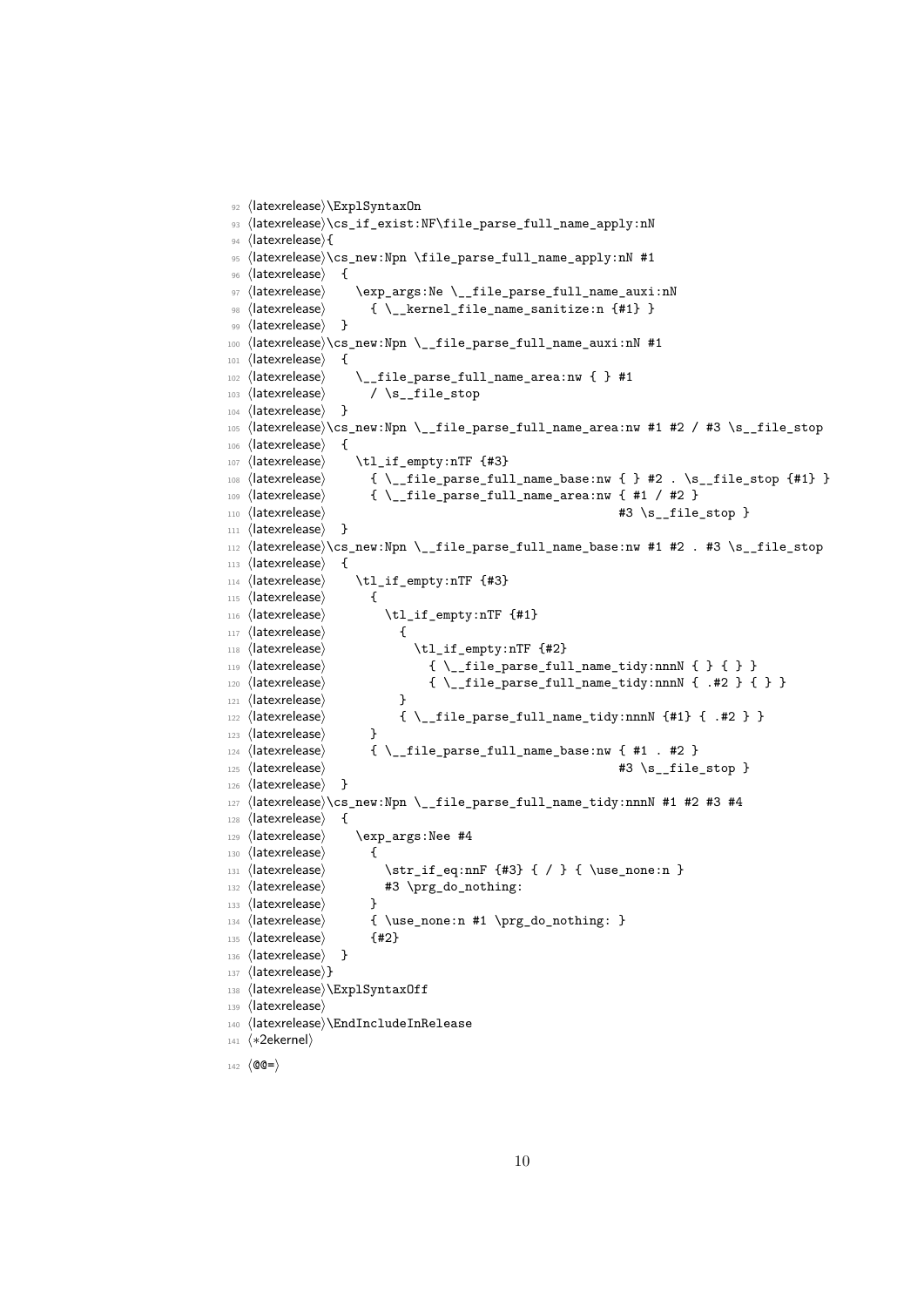```
92 ⟨latexrelease⟩\ExplSyntaxOn
93 ⟨latexrelease⟩\cs_if_exist:NF\file_parse_full_name_apply:nN
94 ⟨latexrelease⟩{
95 ⟨latexrelease⟩\cs_new:Npn \file_parse_full_name_apply:nN #1
96 ⟨latexrelease⟩  {
97 ⟨latexrelease⟩    \exp_args:Ne \__file_parse_full_name_auxi:nN
98 ⟨latexrelease⟩      { \__kernel_file_name_sanitize:n {#1} }
99 ⟨latexrelease⟩  }
100 ⟨latexrelease⟩\cs_new:Npn \__file_parse_full_name_auxi:nN #1
101 ⟨latexrelease⟩  {
102 ⟨latexrelease⟩    \__file_parse_full_name_area:nw { } #1
103 ⟨latexrelease⟩      / \s__file_stop
104 ⟨latexrelease⟩  }
105 ⟨latexrelease⟩\cs_new:Npn \__file_parse_full_name_area:nw #1 #2 / #3 \s__file_stop
106 ⟨latexrelease⟩  {
107 ⟨latexrelease⟩    \tl_if_empty:nTF {#3}
108 ⟨latexrelease⟩      { \__file_parse_full_name_base:nw { } #2 . \s__file_stop {#1} }
109 ⟨latexrelease⟩      { \__file_parse_full_name_area:nw { #1 / #2 }
110 ⟨latexrelease⟩                                          #3 \s__file_stop }
111 ⟨latexrelease⟩  }
112 ⟨latexrelease⟩\cs_new:Npn \__file_parse_full_name_base:nw #1 #2 . #3 \s__file_stop
113 ⟨latexrelease⟩  {
114 ⟨latexrelease⟩    \tl_if_empty:nTF {#3}
115 ⟨latexrelease⟩      {
116 ⟨latexrelease⟩        \tl_if_empty:nTF {#1}
117 ⟨latexrelease⟩          {
118 ⟨latexrelease⟩            \tl_if_empty:nTF {#2}
119 ⟨latexrelease⟩              { \__file_parse_full_name_tidy:nnnN { } { } }
120 ⟨latexrelease⟩              { \__file_parse_full_name_tidy:nnnN { .#2 } { } }
121 ⟨latexrelease⟩          }
122 ⟨latexrelease⟩          { \__file_parse_full_name_tidy:nnnN {#1} { .#2 } }
123 ⟨latexrelease⟩      }
124 ⟨latexrelease⟩      { \__file_parse_full_name_base:nw { #1 . #2 }
125 ⟨latexrelease⟩                                          #3 \s__file_stop }
126 ⟨latexrelease⟩  }
127 ⟨latexrelease⟩\cs_new:Npn \__file_parse_full_name_tidy:nnnN #1 #2 #3 #4
128 ⟨latexrelease⟩  {
129 ⟨latexrelease⟩    \exp_args:Nee #4
130 ⟨latexrelease⟩      {
131 ⟨latexrelease⟩        \str_if_eq:nnF {#3} { / } { \use_none:n }
132 ⟨latexrelease⟩        #3 \prg_do_nothing:
133 ⟨latexrelease⟩      }
134 ⟨latexrelease⟩      { \use_none:n #1 \prg_do_nothing: }
135 ⟨latexrelease⟩      {#2}
136 ⟨latexrelease⟩  }
137 ⟨latexrelease⟩}
138 ⟨latexrelease⟩\ExplSyntaxOff
139 ⟨latexrelease⟩
140 ⟨latexrelease⟩\EndIncludeInRelease
141 ⟨*2ekernel⟩
142 ⟨@@=⟩
```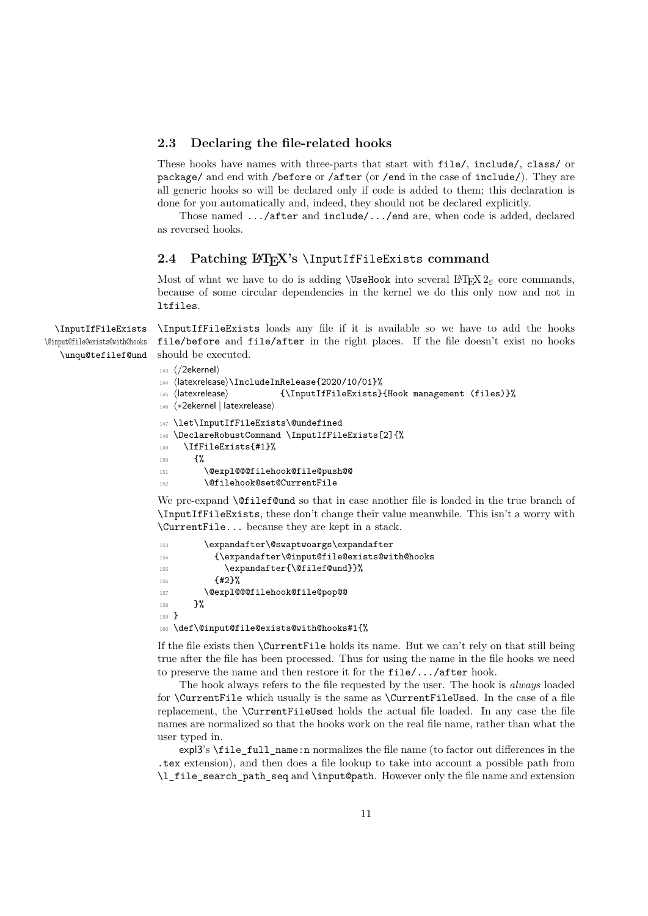## 2.3 Declaring the file-related hooks

These hooks have names with three-parts that start with `file/`, `include/`, `class/` or `package/` and end with `/before` or `/after` (or `/end` in the case of `include/`). They are all generic hooks so will be declared only if code is added to them; this declaration is done for you automatically and, indeed, they should not be declared explicitly.

Those named `.../after` and `include/.../end` are, when code is added, declared as reversed hooks.

## 2.4 Patching LaTeX's `\InputIfFileExists` command

Most of what we have to do is adding `\UseHook` into several LaTeX 2ε core commands, because of some circular dependencies in the kernel we do this only now and not in `ltfiles`.

`\InputIfFileExists` `\@input@file@exists@with@hooks` `\unqu@tefilef@und`

`\InputIfFileExists` loads any file if it is available so we have to add the hooks `file/before` and `file/after` in the right places. If the file doesn't exist no hooks should be executed.

```
143 ⟨/2ekernel⟩
144 ⟨latexrelease⟩\IncludeInRelease{2020/10/01}%
145 ⟨latexrelease⟩           {\InputIfFileExists}{Hook management (files)}%
146 ⟨*2ekernel | latexrelease⟩
147 \let\InputIfFileExists\@undefined
148 \DeclareRobustCommand \InputIfFileExists[2]{%
149   \IfFileExists{#1}%
150     {%
151       \@expl@@@filehook@file@push@@
152       \@filehook@set@CurrentFile
```

We pre-expand `\@filef@und` so that in case another file is loaded in the true branch of `\InputIfFileExists`, these don't change their value meanwhile. This isn't a worry with `\CurrentFile...` because they are kept in a stack.

```
153       \expandafter\@swaptwoargs\expandafter
154         {\expandafter\@input@file@exists@with@hooks
155           \expandafter{\@filef@und}}%
156         {#2}%
157       \@expl@@@filehook@file@pop@@
158     }%
159 }
160 \def\@input@file@exists@with@hooks#1{%
```

If the file exists then `\CurrentFile` holds its name. But we can't rely on that still being true after the file has been processed. Thus for using the name in the file hooks we need to preserve the name and then restore it for the `file/.../after` hook.

The hook always refers to the file requested by the user. The hook is *always* loaded for `\CurrentFile` which usually is the same as `\CurrentFileUsed`. In the case of a file replacement, the `\CurrentFileUsed` holds the actual file loaded. In any case the file names are normalized so that the hooks work on the real file name, rather than what the user typed in.

expl3's `\file_full_name:n` normalizes the file name (to factor out differences in the `.tex` extension), and then does a file lookup to take into account a possible path from `\l_file_search_path_seq` and `\input@path`. However only the file name and extension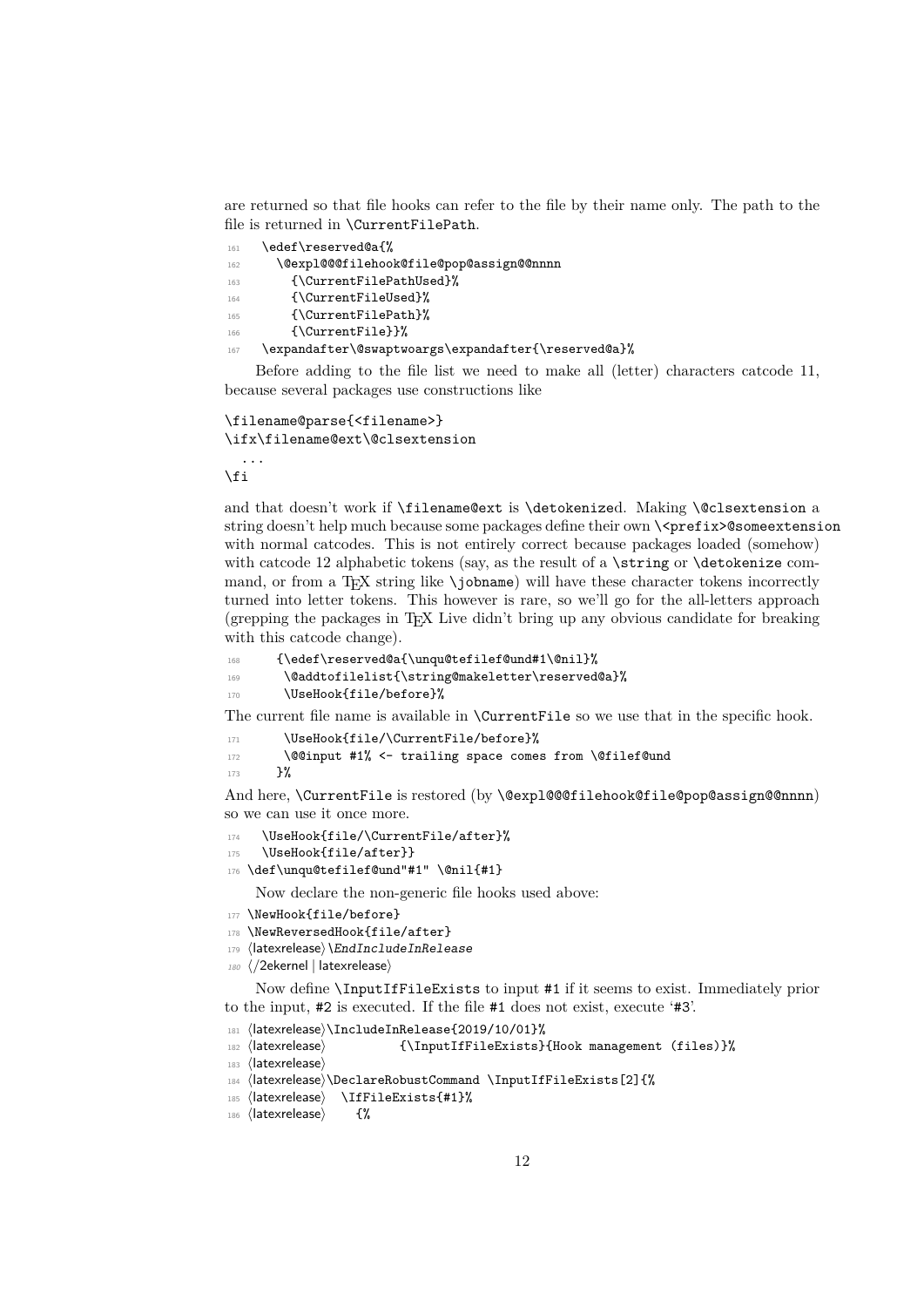are returned so that file hooks can refer to the file by their name only. The path to the file is returned in `\CurrentFilePath`.

```
161   \edef\reserved@a{%
162     \@expl@@@filehook@file@pop@assign@@nnnn
163       {\CurrentFilePathUsed}%
164       {\CurrentFileUsed}%
165       {\CurrentFilePath}%
166       {\CurrentFile}}%
167   \expandafter\@swaptwoargs\expandafter{\reserved@a}%
```

Before adding to the file list we need to make all (letter) characters catcode 11, because several packages use constructions like

```
\filename@parse{<filename>}
\ifx\filename@ext\@clsextension
  ...
\fi
```

and that doesn't work if `\filename@ext` is `\detokenize`d. Making `\@clsextension` a string doesn't help much because some packages define their own `\<prefix>@someextension` with normal catcodes. This is not entirely correct because packages loaded (somehow) with catcode 12 alphabetic tokens (say, as the result of a `\string` or `\detokenize` command, or from a TeX string like `\jobname`) will have these character tokens incorrectly turned into letter tokens. This however is rare, so we'll go for the all-letters approach (grepping the packages in TeX Live didn't bring up any obvious candidate for breaking with this catcode change).

```
168     {\edef\reserved@a{\unqu@tefilef@und#1\@nil}%
169      \@addtofilelist{\string@makeletter\reserved@a}%
170      \UseHook{file/before}%
```

The current file name is available in `\CurrentFile` so we use that in the specific hook.

```
171      \UseHook{file/\CurrentFile/before}%
172      \@@input #1% <- trailing space comes from \@filef@und
173     }%
```

And here, `\CurrentFile` is restored (by `\@expl@@@filehook@file@pop@assign@@nnnn`) so we can use it once more.

```
174   \UseHook{file/\CurrentFile/after}%
175   \UseHook{file/after}}
176 \def\unqu@tefilef@und"#1" \@nil{#1}
```

Now declare the non-generic file hooks used above:

```
177 \NewHook{file/before}
178 \NewReversedHook{file/after}
179 ⟨latexrelease⟩\EndIncludeInRelease
180 ⟨/2ekernel | latexrelease⟩
```

Now define `\InputIfFileExists` to input `#1` if it seems to exist. Immediately prior to the input, `#2` is executed. If the file `#1` does not exist, execute '`#3`'.

```
181 ⟨latexrelease⟩\IncludeInRelease{2019/10/01}%
182 ⟨latexrelease⟩           {\InputIfFileExists}{Hook management (files)}%
183 ⟨latexrelease⟩
184 ⟨latexrelease⟩\DeclareRobustCommand \InputIfFileExists[2]{%
185 ⟨latexrelease⟩  \IfFileExists{#1}%
186 ⟨latexrelease⟩    {%
```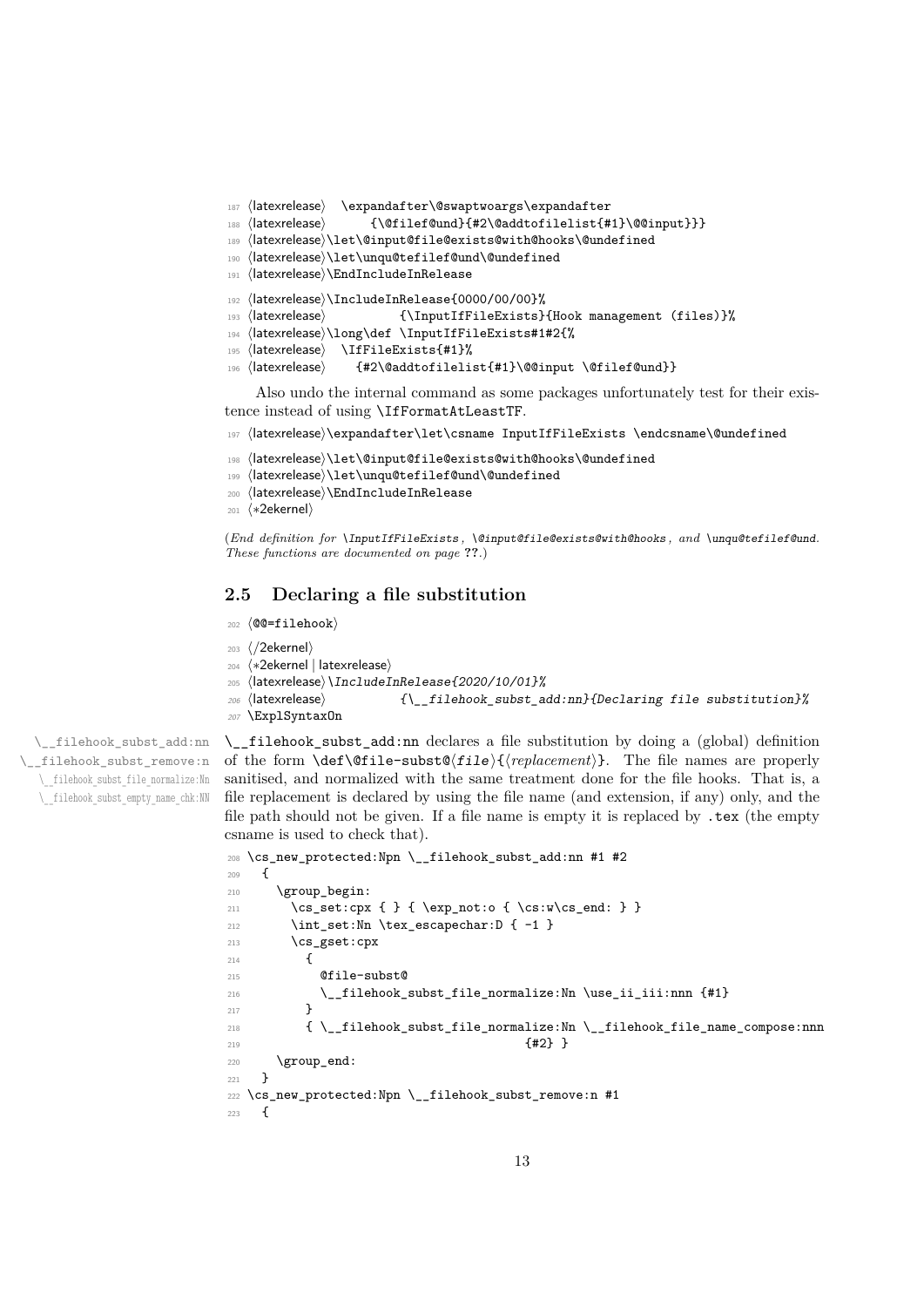```
187 ⟨latexrelease⟩  \expandafter\@swaptwoargs\expandafter
188 ⟨latexrelease⟩      {\@filef@und}{#2\@addtofilelist{#1}\@@input}}}
189 ⟨latexrelease⟩\let\@input@file@exists@with@hooks\@undefined
190 ⟨latexrelease⟩\let\unqu@tefilef@und\@undefined
191 ⟨latexrelease⟩\EndIncludeInRelease
192 ⟨latexrelease⟩\IncludeInRelease{0000/00/00}%
193 ⟨latexrelease⟩          {\InputIfFileExists}{Hook management (files)}%
194 ⟨latexrelease⟩\long\def \InputIfFileExists#1#2{%
195 ⟨latexrelease⟩  \IfFileExists{#1}%
196 ⟨latexrelease⟩    {#2\@addtofilelist{#1}\@@input \@filef@und}}
```

Also undo the internal command as some packages unfortunately test for their existence instead of using `\IfFormatAtLeastTF`.

```
197 ⟨latexrelease⟩\expandafter\let\csname InputIfFileExists \endcsname\@undefined
198 ⟨latexrelease⟩\let\@input@file@exists@with@hooks\@undefined
199 ⟨latexrelease⟩\let\unqu@tefilef@und\@undefined
200 ⟨latexrelease⟩\EndIncludeInRelease
201 ⟨*2ekernel⟩
```

(*End definition for* `\InputIfFileExists`*,* `\@input@file@exists@with@hooks`*, and* `\unqu@tefilef@und`*. These functions are documented on page* **??**.)

## 2.5 Declaring a file substitution

```
202 ⟨@@=filehook⟩
203 ⟨/2ekernel⟩
204 ⟨*2ekernel | latexrelease⟩
205 ⟨latexrelease⟩\IncludeInRelease{2020/10/01}%
206 ⟨latexrelease⟩          {\__filehook_subst_add:nn}{Declaring file substitution}%
207 \ExplSyntaxOn
```

`\__filehook_subst_add:nn`
`\__filehook_subst_remove:n`
`\__filehook_subst_file_normalize:Nn`
`\__filehook_subst_empty_name_chk:NN`

`\__filehook_subst_add:nn` declares a file substitution by doing a (global) definition of the form `\def\@file-subst@`⟨*file*⟩`{`⟨*replacement*⟩`}`. The file names are properly sanitised, and normalized with the same treatment done for the file hooks. That is, a file replacement is declared by using the file name (and extension, if any) only, and the file path should not be given. If a file name is empty it is replaced by `.tex` (the empty csname is used to check that).

```
208 \cs_new_protected:Npn \__filehook_subst_add:nn #1 #2
209   {
210     \group_begin:
211       \cs_set:cpx { } { \exp_not:o { \cs:w\cs_end: } }
212       \int_set:Nn \tex_escapechar:D { -1 }
213       \cs_gset:cpx
214         {
215           @file-subst@
216           \__filehook_subst_file_normalize:Nn \use_ii_iii:nnn {#1}
217         }
218         { \__filehook_subst_file_normalize:Nn \__filehook_file_name_compose:nnn
219                                              {#2} }
220     \group_end:
221   }
222 \cs_new_protected:Npn \__filehook_subst_remove:n #1
223   {
```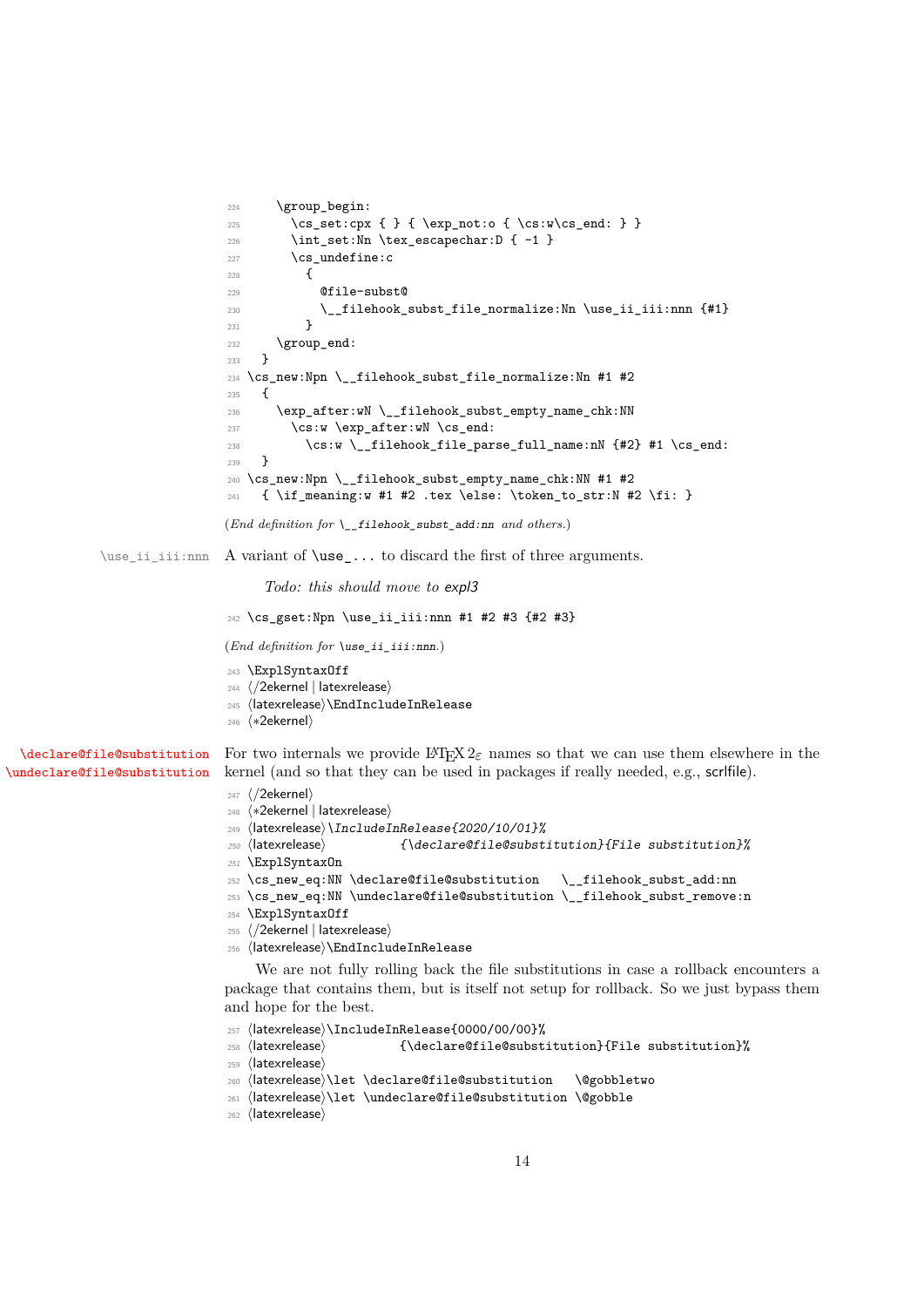```
224     \group_begin:
225       \cs_set:cpx { } { \exp_not:o { \cs:w\cs_end: } }
226       \int_set:Nn \tex_escapechar:D { -1 }
227       \cs_undefine:c
228         {
229           @file-subst@
230           \__filehook_subst_file_normalize:Nn \use_ii_iii:nnn {#1}
231         }
232     \group_end:
233   }
234 \cs_new:Npn \__filehook_subst_file_normalize:Nn #1 #2
235   {
236     \exp_after:wN \__filehook_subst_empty_name_chk:NN
237       \cs:w \exp_after:wN \cs_end:
238         \cs:w \__filehook_file_parse_full_name:nN {#2} #1 \cs_end:
239   }
240 \cs_new:Npn \__filehook_subst_empty_name_chk:NN #1 #2
241   { \if_meaning:w #1 #2 .tex \else: \token_to_str:N #2 \fi: }
```

(*End definition for* `\__filehook_subst_add:nn` *and others.*)

`\use_ii_iii:nnn` A variant of `\use_...` to discard the first of three arguments.

*Todo: this should move to expl3*

```
242 \cs_gset:Npn \use_ii_iii:nnn #1 #2 #3 {#2 #3}
```

(*End definition for* `\use_ii_iii:nnn`.)

```
243 \ExplSyntaxOff
244 ⟨/2ekernel | latexrelease⟩
245 ⟨latexrelease⟩\EndIncludeInRelease
246 ⟨*2ekernel⟩
```

`\declare@file@substitution` `\undeclare@file@substitution` For two internals we provide LaTeX $2_\varepsilon$ names so that we can use them elsewhere in the kernel (and so that they can be used in packages if really needed, e.g., scrlfile).

```
247 ⟨/2ekernel⟩
248 ⟨*2ekernel | latexrelease⟩
249 ⟨latexrelease⟩\IncludeInRelease{2020/10/01}%
250 ⟨latexrelease⟩          {\declare@file@substitution}{File substitution}%
251 \ExplSyntaxOn
252 \cs_new_eq:NN \declare@file@substitution   \__filehook_subst_add:nn
253 \cs_new_eq:NN \undeclare@file@substitution \__filehook_subst_remove:n
254 \ExplSyntaxOff
255 ⟨/2ekernel | latexrelease⟩
256 ⟨latexrelease⟩\EndIncludeInRelease
```

We are not fully rolling back the file substitutions in case a rollback encounters a package that contains them, but is itself not setup for rollback. So we just bypass them and hope for the best.

```
257 ⟨latexrelease⟩\IncludeInRelease{0000/00/00}%
258 ⟨latexrelease⟩          {\declare@file@substitution}{File substitution}%
259 ⟨latexrelease⟩
260 ⟨latexrelease⟩\let \declare@file@substitution   \@gobbletwo
261 ⟨latexrelease⟩\let \undeclare@file@substitution \@gobble
262 ⟨latexrelease⟩
```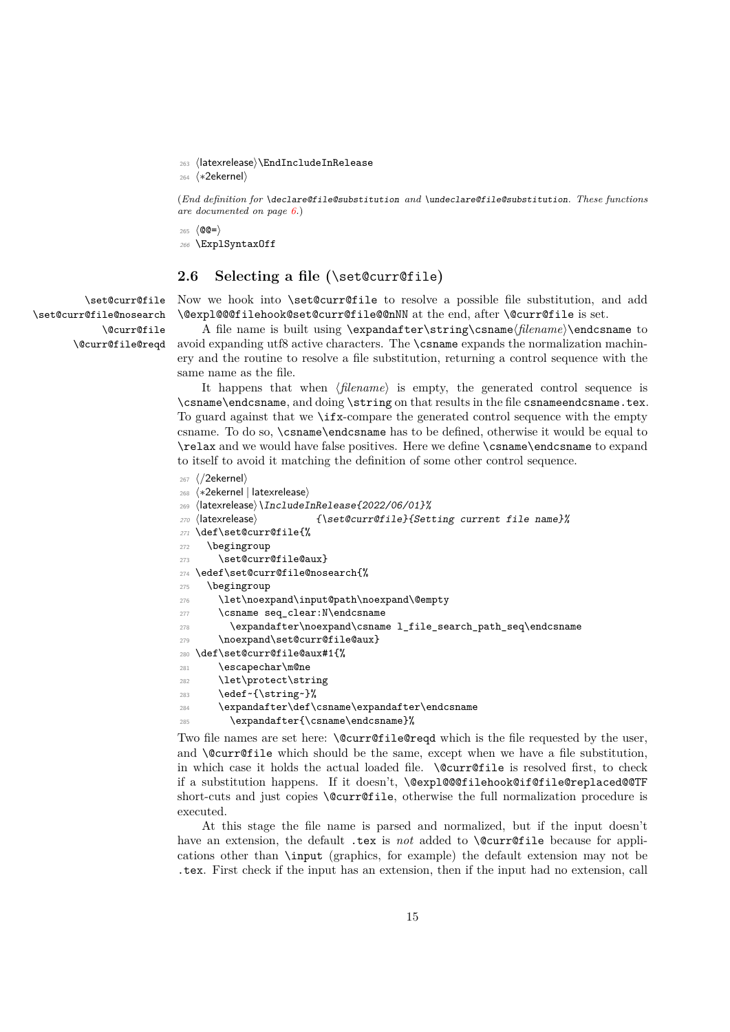```
263 ⟨latexrelease⟩\EndIncludeInRelease
264 ⟨*2ekernel⟩
```

(*End definition for* `\declare@file@substitution` *and* `\undeclare@file@substitution`. *These functions are documented on page 6.*)

```
265 ⟨@@=⟩
266 \ExplSyntaxOff
```

## 2.6 Selecting a file (`\set@curr@file`)

`\set@curr@file`
`\set@curr@file@nosearch`
`\@curr@file`
`\@curr@file@reqd`

Now we hook into `\set@curr@file` to resolve a possible file substitution, and add `\@expl@@@filehook@set@curr@file@@nNN` at the end, after `\@curr@file` is set.

A file name is built using `\expandafter\string\csname`⟨*filename*⟩`\endcsname` to avoid expanding utf8 active characters. The `\csname` expands the normalization machinery and the routine to resolve a file substitution, returning a control sequence with the same name as the file.

It happens that when ⟨*filename*⟩ is empty, the generated control sequence is `\csname\endcsname`, and doing `\string` on that results in the file `csnameendcsname.tex`. To guard against that we `\ifx`-compare the generated control sequence with the empty csname. To do so, `\csname\endcsname` has to be defined, otherwise it would be equal to `\relax` and we would have false positives. Here we define `\csname\endcsname` to expand to itself to avoid it matching the definition of some other control sequence.

```
267 ⟨/2ekernel⟩
268 ⟨*2ekernel | latexrelease⟩
269 ⟨latexrelease⟩\IncludeInRelease{2022/06/01}%
270 ⟨latexrelease⟩                  {\set@curr@file}{Setting current file name}%
271 \def\set@curr@file{%
272   \begingroup
273     \set@curr@file@aux}
274 \edef\set@curr@file@nosearch{%
275   \begingroup
276     \let\noexpand\input@path\noexpand\@empty
277     \csname seq_clear:N\endcsname
278       \expandafter\noexpand\csname l_file_search_path_seq\endcsname
279     \noexpand\set@curr@file@aux}
280 \def\set@curr@file@aux#1{%
281     \escapechar\m@ne
282     \let\protect\string
283     \edef~{\string~}%
284     \expandafter\def\csname\expandafter\endcsname
285       \expandafter{\csname\endcsname}%
```

Two file names are set here: `\@curr@file@reqd` which is the file requested by the user, and `\@curr@file` which should be the same, except when we have a file substitution, in which case it holds the actual loaded file. `\@curr@file` is resolved first, to check if a substitution happens. If it doesn't, `\@expl@@@filehook@if@file@replaced@@TF` short-cuts and just copies `\@curr@file`, otherwise the full normalization procedure is executed.

At this stage the file name is parsed and normalized, but if the input doesn't have an extension, the default `.tex` is *not* added to `\@curr@file` because for applications other than `\input` (graphics, for example) the default extension may not be `.tex`. First check if the input has an extension, then if the input had no extension, call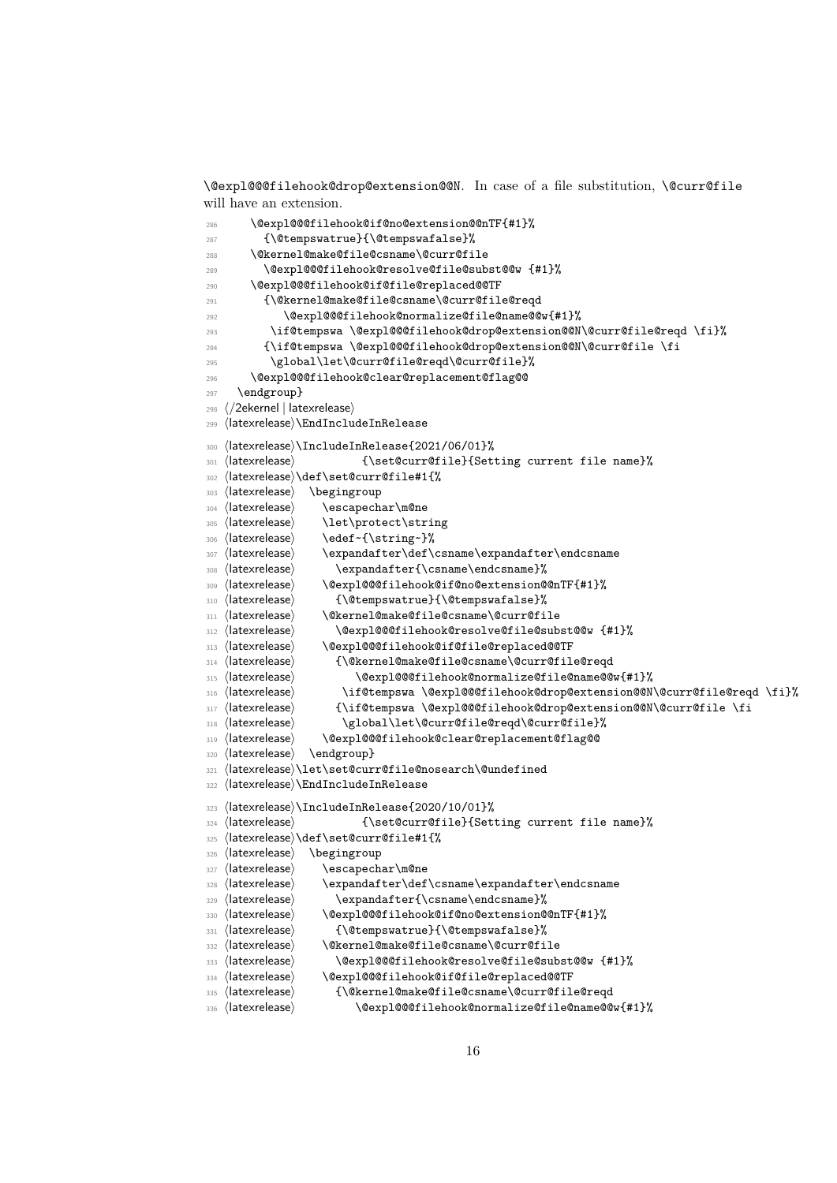\@expl@@@filehook@drop@extension@@N. In case of a file substitution, \@curr@file will have an extension.

```
286     \@expl@@@filehook@if@no@extension@@nTF{#1}%
287       {\@tempswatrue}{\@tempswafalse}%
288     \@kernel@make@file@csname\@curr@file
289       \@expl@@@filehook@resolve@file@subst@@w {#1}%
290     \@expl@@@filehook@if@file@replaced@@TF
291       {\@kernel@make@file@csname\@curr@file@reqd
292          \@expl@@@filehook@normalize@file@name@@w{#1}%
293        \if@tempswa \@expl@@@filehook@drop@extension@@N\@curr@file@reqd \fi}%
294       {\if@tempswa \@expl@@@filehook@drop@extension@@N\@curr@file \fi
295        \global\let\@curr@file@reqd\@curr@file}%
296     \@expl@@@filehook@clear@replacement@flag@@
297   \endgroup}
298 ⟨/2ekernel | latexrelease⟩
299 ⟨latexrelease⟩\EndIncludeInRelease
300 ⟨latexrelease⟩\IncludeInRelease{2021/06/01}%
301 ⟨latexrelease⟩          {\set@curr@file}{Setting current file name}%
302 ⟨latexrelease⟩\def\set@curr@file#1{%
303 ⟨latexrelease⟩  \begingroup
304 ⟨latexrelease⟩    \escapechar\m@ne
305 ⟨latexrelease⟩    \let\protect\string
306 ⟨latexrelease⟩    \edef~{\string~}%
307 ⟨latexrelease⟩    \expandafter\def\csname\expandafter\endcsname
308 ⟨latexrelease⟩      \expandafter{\csname\endcsname}%
309 ⟨latexrelease⟩    \@expl@@@filehook@if@no@extension@@nTF{#1}%
310 ⟨latexrelease⟩      {\@tempswatrue}{\@tempswafalse}%
311 ⟨latexrelease⟩    \@kernel@make@file@csname\@curr@file
312 ⟨latexrelease⟩      \@expl@@@filehook@resolve@file@subst@@w {#1}%
313 ⟨latexrelease⟩    \@expl@@@filehook@if@file@replaced@@TF
314 ⟨latexrelease⟩      {\@kernel@make@file@csname\@curr@file@reqd
315 ⟨latexrelease⟩         \@expl@@@filehook@normalize@file@name@@w{#1}%
316 ⟨latexrelease⟩       \if@tempswa \@expl@@@filehook@drop@extension@@N\@curr@file@reqd \fi}%
317 ⟨latexrelease⟩      {\if@tempswa \@expl@@@filehook@drop@extension@@N\@curr@file \fi
318 ⟨latexrelease⟩       \global\let\@curr@file@reqd\@curr@file}%
319 ⟨latexrelease⟩    \@expl@@@filehook@clear@replacement@flag@@
320 ⟨latexrelease⟩  \endgroup}
321 ⟨latexrelease⟩\let\set@curr@file@nosearch\@undefined
322 ⟨latexrelease⟩\EndIncludeInRelease
323 ⟨latexrelease⟩\IncludeInRelease{2020/10/01}%
324 ⟨latexrelease⟩          {\set@curr@file}{Setting current file name}%
325 ⟨latexrelease⟩\def\set@curr@file#1{%
326 ⟨latexrelease⟩  \begingroup
327 ⟨latexrelease⟩    \escapechar\m@ne
328 ⟨latexrelease⟩    \expandafter\def\csname\expandafter\endcsname
329 ⟨latexrelease⟩      \expandafter{\csname\endcsname}%
330 ⟨latexrelease⟩    \@expl@@@filehook@if@no@extension@@nTF{#1}%
331 ⟨latexrelease⟩      {\@tempswatrue}{\@tempswafalse}%
332 ⟨latexrelease⟩    \@kernel@make@file@csname\@curr@file
333 ⟨latexrelease⟩      \@expl@@@filehook@resolve@file@subst@@w {#1}%
334 ⟨latexrelease⟩    \@expl@@@filehook@if@file@replaced@@TF
335 ⟨latexrelease⟩      {\@kernel@make@file@csname\@curr@file@reqd
336 ⟨latexrelease⟩         \@expl@@@filehook@normalize@file@name@@w{#1}%
```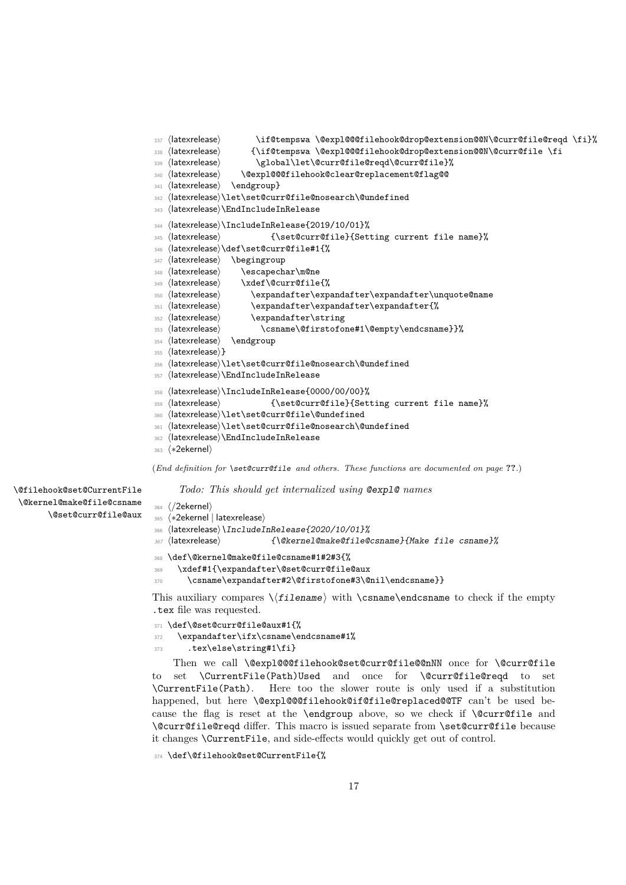```
337 ⟨latexrelease⟩       \if@tempswa \@expl@@@filehook@drop@extension@@N\@curr@file@reqd \fi}%
338 ⟨latexrelease⟩      {\if@tempswa \@expl@@@filehook@drop@extension@@N\@curr@file \fi
339 ⟨latexrelease⟩       \global\let\@curr@file@reqd\@curr@file}%
340 ⟨latexrelease⟩    \@expl@@@filehook@clear@replacement@flag@@
341 ⟨latexrelease⟩  \endgroup}
342 ⟨latexrelease⟩\let\set@curr@file@nosearch\@undefined
343 ⟨latexrelease⟩\EndIncludeInRelease
344 ⟨latexrelease⟩\IncludeInRelease{2019/10/01}%
345 ⟨latexrelease⟩          {\set@curr@file}{Setting current file name}%
346 ⟨latexrelease⟩\def\set@curr@file#1{%
347 ⟨latexrelease⟩  \begingroup
348 ⟨latexrelease⟩    \escapechar\m@ne
349 ⟨latexrelease⟩    \xdef\@curr@file{%
350 ⟨latexrelease⟩      \expandafter\expandafter\expandafter\unquote@name
351 ⟨latexrelease⟩      \expandafter\expandafter\expandafter{%
352 ⟨latexrelease⟩      \expandafter\string
353 ⟨latexrelease⟩        \csname\@firstofone#1\@empty\endcsname}}%
354 ⟨latexrelease⟩  \endgroup
355 ⟨latexrelease⟩}
356 ⟨latexrelease⟩\let\set@curr@file@nosearch\@undefined
357 ⟨latexrelease⟩\EndIncludeInRelease
358 ⟨latexrelease⟩\IncludeInRelease{0000/00/00}%
359 ⟨latexrelease⟩          {\set@curr@file}{Setting current file name}%
360 ⟨latexrelease⟩\let\set@curr@file\@undefined
361 ⟨latexrelease⟩\let\set@curr@file@nosearch\@undefined
362 ⟨latexrelease⟩\EndIncludeInRelease
363 ⟨*2ekernel⟩
```

(*End definition for* `\set@curr@file` *and others. These functions are documented on page* ??*.*)

`\@filehook@set@CurrentFile`
`\@kernel@make@file@csname`
`\@set@curr@file@aux`

*Todo: This should get internalized using* `@expl@` *names*

```
364 ⟨/2ekernel⟩
365 ⟨*2ekernel | latexrelease⟩
366 ⟨latexrelease⟩\IncludeInRelease{2020/10/01}%
367 ⟨latexrelease⟩          {\@kernel@make@file@csname}{Make file csname}%
368 \def\@kernel@make@file@csname#1#2#3{%
369   \xdef#1{\expandafter\@set@curr@file@aux
370     \csname\expandafter#2\@firstofone#3\@nil\endcsname}}
```

This auxiliary compares `\⟨filename⟩` with `\csname\endcsname` to check if the empty `.tex` file was requested.

```
371 \def\@set@curr@file@aux#1{%
372   \expandafter\ifx\csname\endcsname#1%
373     .tex\else\string#1\fi}
```

Then we call `\@expl@@@filehook@set@curr@file@@nNN` once for `\@curr@file` to set `\CurrentFile(Path)Used` and once for `\@curr@file@reqd` to set `\CurrentFile(Path)`. Here too the slower route is only used if a substitution happened, but here `\@expl@@@filehook@if@file@replaced@@TF` can't be used because the flag is reset at the `\endgroup` above, so we check if `\@curr@file` and `\@curr@file@reqd` differ. This macro is issued separate from `\set@curr@file` because it changes `\CurrentFile`, and side-effects would quickly get out of control.

```
374 \def\@filehook@set@CurrentFile{%
```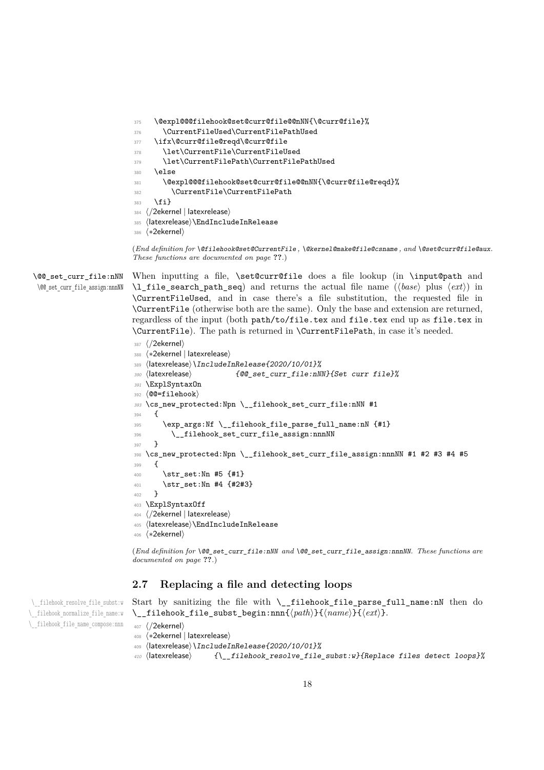```
375   \@expl@@@filehook@set@curr@file@@nNN{\@curr@file}%
376     \CurrentFileUsed\CurrentFilePathUsed
377   \ifx\@curr@file@reqd\@curr@file
378     \let\CurrentFile\CurrentFileUsed
379     \let\CurrentFilePath\CurrentFilePathUsed
380   \else
381     \@expl@@@filehook@set@curr@file@@nNN{\@curr@file@reqd}%
382       \CurrentFile\CurrentFilePath
383   \fi}
384 ⟨/2ekernel | latexrelease⟩
385 ⟨latexrelease⟩\EndIncludeInRelease
386 ⟨*2ekernel⟩
```

(*End definition for* `\@filehook@set@CurrentFile`*,* `\@kernel@make@file@csname`*, and* `\@set@curr@file@aux`*. These functions are documented on page* **??**.)

`\@@_set_curr_file:nNN`
`\@@_set_curr_file_assign:nnnNN`

When inputting a file, `\set@curr@file` does a file lookup (in `\input@path` and `\l_file_search_path_seq`) and returns the actual file name (⟨*base*⟩ plus ⟨*ext*⟩) in `\CurrentFileUsed`, and in case there's a file substitution, the requested file in `\CurrentFile` (otherwise both are the same). Only the base and extension are returned, regardless of the input (both `path/to/file.tex` and `file.tex` end up as `file.tex` in `\CurrentFile`). The path is returned in `\CurrentFilePath`, in case it's needed.

```
387 ⟨/2ekernel⟩
388 ⟨*2ekernel | latexrelease⟩
389 ⟨latexrelease⟩\IncludeInRelease{2020/10/01}%
390 ⟨latexrelease⟩          {@@_set_curr_file:nNN}{Set curr file}%
391 \ExplSyntaxOn
392 ⟨@@=filehook⟩
393 \cs_new_protected:Npn \__filehook_set_curr_file:nNN #1
394   {
395     \exp_args:Nf \__filehook_file_parse_full_name:nN {#1}
396       \__filehook_set_curr_file_assign:nnnNN
397   }
398 \cs_new_protected:Npn \__filehook_set_curr_file_assign:nnnNN #1 #2 #3 #4 #5
399   {
400     \str_set:Nn #5 {#1}
401     \str_set:Nn #4 {#2#3}
402   }
403 \ExplSyntaxOff
404 ⟨/2ekernel | latexrelease⟩
405 ⟨latexrelease⟩\EndIncludeInRelease
406 ⟨*2ekernel⟩
```

(*End definition for* `\@@_set_curr_file:nNN` *and* `\@@_set_curr_file_assign:nnnNN`*. These functions are documented on page* **??**.)

## 2.7 Replacing a file and detecting loops

`\__filehook_resolve_file_subst:w`
`\__filehook_normalize_file_name:w`
`\__filehook_file_name_compose:nnn`

Start by sanitizing the file with `\__filehook_file_parse_full_name:nN` then do `\__filehook_file_subst_begin:nnn{`⟨*path*⟩`}{`⟨*name*⟩`}{`⟨*ext*⟩`}`.

```
407 ⟨/2ekernel⟩
408 ⟨*2ekernel | latexrelease⟩
409 ⟨latexrelease⟩\IncludeInRelease{2020/10/01}%
410 ⟨latexrelease⟩     {\__filehook_resolve_file_subst:w}{Replace files detect loops}%
```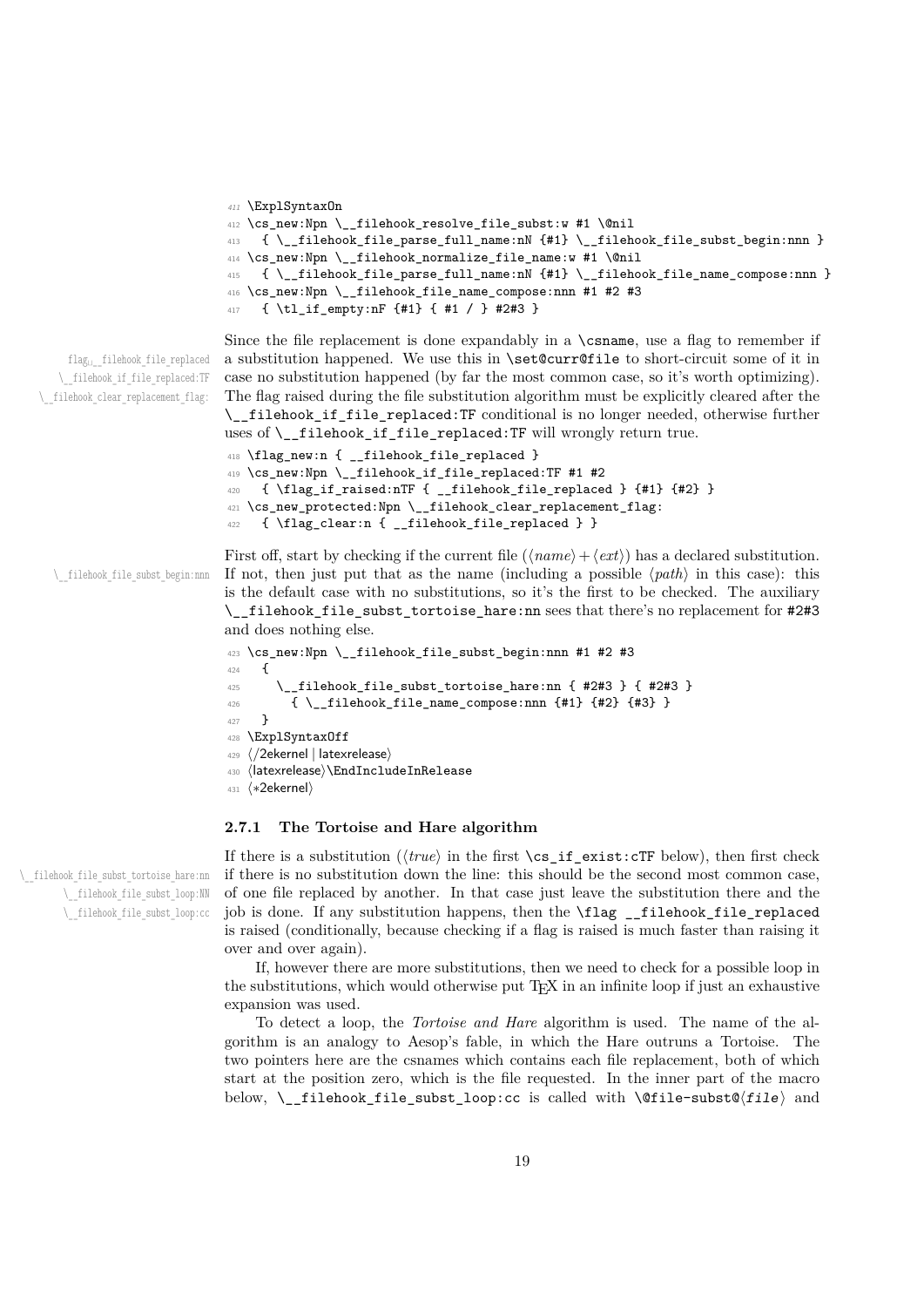```
411 \ExplSyntaxOn
412 \cs_new:Npn \__filehook_resolve_file_subst:w #1 \@nil
413   { \__filehook_file_parse_full_name:nN {#1} \__filehook_file_subst_begin:nnn }
414 \cs_new:Npn \__filehook_normalize_file_name:w #1 \@nil
415   { \__filehook_file_parse_full_name:nN {#1} \__filehook_file_name_compose:nnn }
416 \cs_new:Npn \__filehook_file_name_compose:nnn #1 #2 #3
417   { \tl_if_empty:nF {#1} { #1 / } #2#3 }
```

flag␣__filehook_file_replaced
\__filehook_if_file_replaced:TF
\__filehook_clear_replacement_flag:

Since the file replacement is done expandably in a `\csname`, use a flag to remember if a substitution happened. We use this in `\set@curr@file` to short-circuit some of it in case no substitution happened (by far the most common case, so it's worth optimizing). The flag raised during the file substitution algorithm must be explicitly cleared after the `\__filehook_if_file_replaced:TF` conditional is no longer needed, otherwise further uses of `\__filehook_if_file_replaced:TF` will wrongly return true.

```
418 \flag_new:n { __filehook_file_replaced }
419 \cs_new:Npn \__filehook_if_file_replaced:TF #1 #2
420   { \flag_if_raised:nTF { __filehook_file_replaced } {#1} {#2} }
421 \cs_new_protected:Npn \__filehook_clear_replacement_flag:
422   { \flag_clear:n { __filehook_file_replaced } }
```

\__filehook_file_subst_begin:nnn

First off, start by checking if the current file (⟨*name*⟩ + ⟨*ext*⟩) has a declared substitution. If not, then just put that as the name (including a possible ⟨*path*⟩ in this case): this is the default case with no substitutions, so it's the first to be checked. The auxiliary `\__filehook_file_subst_tortoise_hare:nn` sees that there's no replacement for `#2#3` and does nothing else.

```
423 \cs_new:Npn \__filehook_file_subst_begin:nnn #1 #2 #3
424   {
425     \__filehook_file_subst_tortoise_hare:nn { #2#3 } { #2#3 }
426       { \__filehook_file_name_compose:nnn {#1} {#2} {#3} }
427   }
428 \ExplSyntaxOff
429 ⟨/2ekernel | latexrelease⟩
430 ⟨latexrelease⟩\EndIncludeInRelease
431 ⟨*2ekernel⟩
```

### 2.7.1 The Tortoise and Hare algorithm

\__filehook_file_subst_tortoise_hare:nn
\__filehook_file_subst_loop:NN
\__filehook_file_subst_loop:cc

If there is a substitution (⟨*true*⟩ in the first `\cs_if_exist:cTF` below), then first check if there is no substitution down the line: this should be the second most common case, of one file replaced by another. In that case just leave the substitution there and the job is done. If any substitution happens, then the `\flag __filehook_file_replaced` is raised (conditionally, because checking if a flag is raised is much faster than raising it over and over again).

If, however there are more substitutions, then we need to check for a possible loop in the substitutions, which would otherwise put TEX in an infinite loop if just an exhaustive expansion was used.

To detect a loop, the *Tortoise and Hare* algorithm is used. The name of the algorithm is an analogy to Aesop's fable, in which the Hare outruns a Tortoise. The two pointers here are the csnames which contains each file replacement, both of which start at the position zero, which is the file requested. In the inner part of the macro below, `\__filehook_file_subst_loop:cc` is called with `\@file-subst@`⟨*file*⟩ and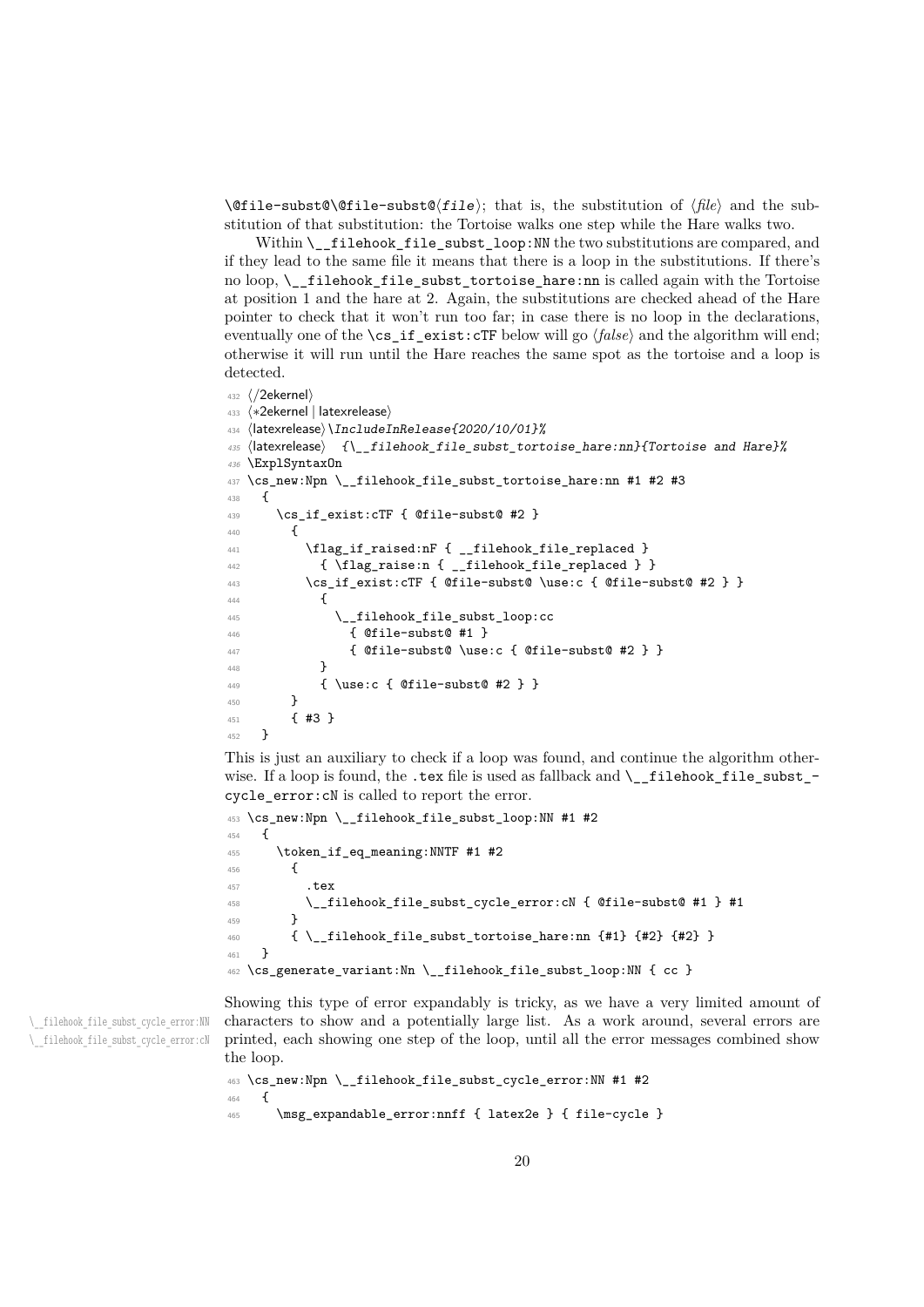`\@file-subst@\@file-subst@⟨file⟩`; that is, the substitution of ⟨*file*⟩ and the substitution of that substitution: the Tortoise walks one step while the Hare walks two.

Within `\__filehook_file_subst_loop:NN` the two substitutions are compared, and if they lead to the same file it means that there is a loop in the substitutions. If there's no loop, `\__filehook_file_subst_tortoise_hare:nn` is called again with the Tortoise at position 1 and the hare at 2. Again, the substitutions are checked ahead of the Hare pointer to check that it won't run too far; in case there is no loop in the declarations, eventually one of the `\cs_if_exist:cTF` below will go ⟨*false*⟩ and the algorithm will end; otherwise it will run until the Hare reaches the same spot as the tortoise and a loop is detected.

```
432 ⟨/2ekernel⟩
433 ⟨*2ekernel | latexrelease⟩
434 ⟨latexrelease⟩\IncludeInRelease{2020/10/01}%
435 ⟨latexrelease⟩  {\__filehook_file_subst_tortoise_hare:nn}{Tortoise and Hare}%
436 \ExplSyntaxOn
437 \cs_new:Npn \__filehook_file_subst_tortoise_hare:nn #1 #2 #3
438   {
439     \cs_if_exist:cTF { @file-subst@ #2 }
440       {
441         \flag_if_raised:nF { __filehook_file_replaced }
442           { \flag_raise:n { __filehook_file_replaced } }
443         \cs_if_exist:cTF { @file-subst@ \use:c { @file-subst@ #2 } }
444           {
445             \__filehook_file_subst_loop:cc
446               { @file-subst@ #1 }
447               { @file-subst@ \use:c { @file-subst@ #2 } }
448           }
449           { \use:c { @file-subst@ #2 } }
450       }
451       { #3 }
452   }
```

This is just an auxiliary to check if a loop was found, and continue the algorithm otherwise. If a loop is found, the `.tex` file is used as fallback and `\__filehook_file_subst_cycle_error:cN` is called to report the error.

```
453 \cs_new:Npn \__filehook_file_subst_loop:NN #1 #2
454   {
455     \token_if_eq_meaning:NNTF #1 #2
456       {
457         .tex
458         \__filehook_file_subst_cycle_error:cN { @file-subst@ #1 } #1
459       }
460       { \__filehook_file_subst_tortoise_hare:nn {#1} {#2} {#2} }
461   }
462 \cs_generate_variant:Nn \__filehook_file_subst_loop:NN { cc }
```

`\__filehook_file_subst_cycle_error:NN`
`\__filehook_file_subst_cycle_error:cN`

Showing this type of error expandably is tricky, as we have a very limited amount of characters to show and a potentially large list. As a work around, several errors are printed, each showing one step of the loop, until all the error messages combined show the loop.

```
463 \cs_new:Npn \__filehook_file_subst_cycle_error:NN #1 #2
464   {
465     \msg_expandable_error:nnff { latex2e } { file-cycle }
```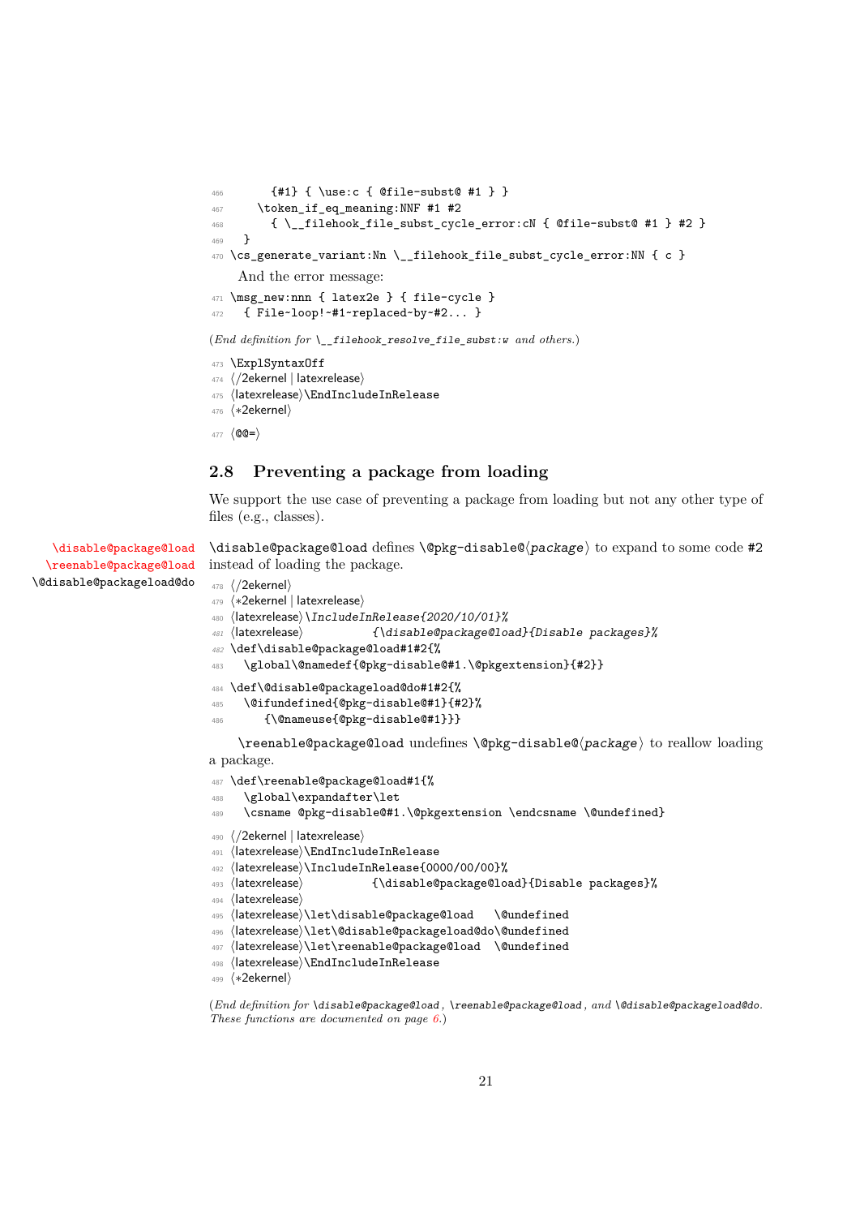```
466       {#1} { \use:c { @file-subst@ #1 } }
467     \token_if_eq_meaning:NNF #1 #2
468       { \__filehook_file_subst_cycle_error:cN { @file-subst@ #1 } #2 }
469   }
470 \cs_generate_variant:Nn \__filehook_file_subst_cycle_error:NN { c }
```

And the error message:

```
471 \msg_new:nnn { latex2e } { file-cycle }
472   { File~loop!~#1~replaced~by~#2... }
```

(*End definition for* `\__filehook_resolve_file_subst:w` *and others.*)

```
473 \ExplSyntaxOff
474 ⟨/2ekernel | latexrelease⟩
475 ⟨latexrelease⟩\EndIncludeInRelease
476 ⟨*2ekernel⟩
477 ⟨@@=⟩
```

## 2.8 Preventing a package from loading

We support the use case of preventing a package from loading but not any other type of files (e.g., classes).

`\disable@package@load`
`\reenable@package@load`
`\@disable@packageload@do`

`\disable@package@load` defines `\@pkg-disable@⟨package⟩` to expand to some code `#2` instead of loading the package.

```
478 ⟨/2ekernel⟩
479 ⟨*2ekernel | latexrelease⟩
480 ⟨latexrelease⟩\IncludeInRelease{2020/10/01}%
481 ⟨latexrelease⟩          {\disable@package@load}{Disable packages}%
482 \def\disable@package@load#1#2{%
483   \global\@namedef{@pkg-disable@#1.\@pkgextension}{#2}}
484 \def\@disable@packageload@do#1#2{%
485   \@ifundefined{@pkg-disable@#1}{#2}%
486      {\@nameuse{@pkg-disable@#1}}}
```

`\reenable@package@load` undefines `\@pkg-disable@⟨package⟩` to reallow loading a package.

```
487 \def\reenable@package@load#1{%
488   \global\expandafter\let
489   \csname @pkg-disable@#1.\@pkgextension \endcsname \@undefined}
490 ⟨/2ekernel | latexrelease⟩
491 ⟨latexrelease⟩\EndIncludeInRelease
492 ⟨latexrelease⟩\IncludeInRelease{0000/00/00}%
493 ⟨latexrelease⟩          {\disable@package@load}{Disable packages}%
494 ⟨latexrelease⟩
495 ⟨latexrelease⟩\let\disable@package@load   \@undefined
496 ⟨latexrelease⟩\let\@disable@packageload@do\@undefined
497 ⟨latexrelease⟩\let\reenable@package@load  \@undefined
498 ⟨latexrelease⟩\EndIncludeInRelease
499 ⟨*2ekernel⟩
```

(*End definition for* `\disable@package@load`*,* `\reenable@package@load`*, and* `\@disable@packageload@do`*. These functions are documented on page 6.*)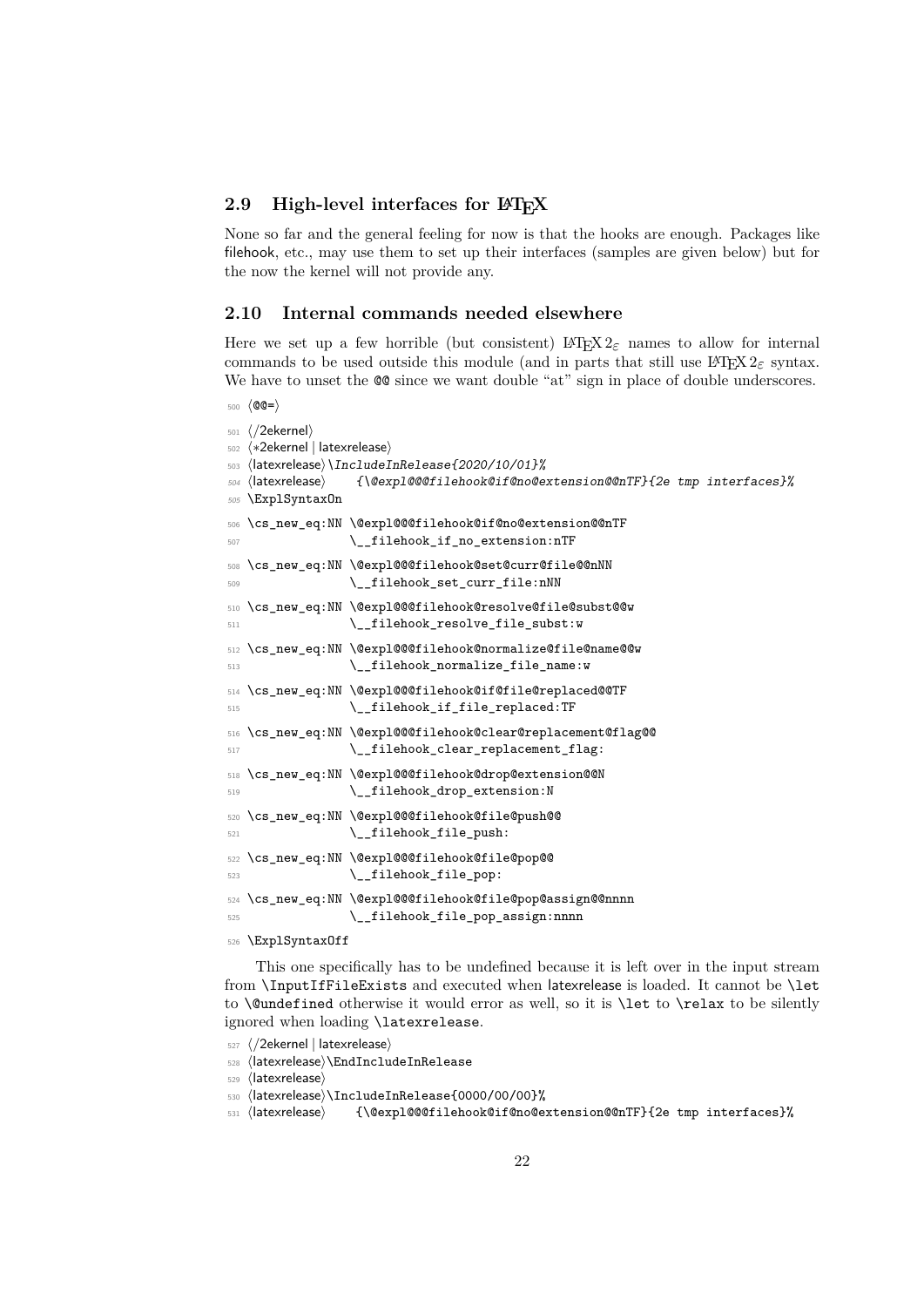## 2.9 High-level interfaces for LaTeX

None so far and the general feeling for now is that the hooks are enough. Packages like filehook, etc., may use them to set up their interfaces (samples are given below) but for the now the kernel will not provide any.

## 2.10 Internal commands needed elsewhere

Here we set up a few horrible (but consistent) LaTeX 2ε names to allow for internal commands to be used outside this module (and in parts that still use LaTeX 2ε syntax. We have to unset the @@ since we want double "at" sign in place of double underscores.

```
500 ⟨@@=⟩
501 ⟨/2ekernel⟩
502 ⟨*2ekernel | latexrelease⟩
503 ⟨latexrelease⟩\IncludeInRelease{2020/10/01}%
504 ⟨latexrelease⟩    {\@expl@@@filehook@if@no@extension@@nTF}{2e tmp interfaces}%
505 \ExplSyntaxOn
506 \cs_new_eq:NN \@expl@@@filehook@if@no@extension@@nTF
507               \__filehook_if_no_extension:nTF
508 \cs_new_eq:NN \@expl@@@filehook@set@curr@file@@nNN
509               \__filehook_set_curr_file:nNN
510 \cs_new_eq:NN \@expl@@@filehook@resolve@file@subst@@w
511               \__filehook_resolve_file_subst:w
512 \cs_new_eq:NN \@expl@@@filehook@normalize@file@name@@w
513               \__filehook_normalize_file_name:w
514 \cs_new_eq:NN \@expl@@@filehook@if@file@replaced@@TF
515               \__filehook_if_file_replaced:TF
516 \cs_new_eq:NN \@expl@@@filehook@clear@replacement@flag@@
517               \__filehook_clear_replacement_flag:
518 \cs_new_eq:NN \@expl@@@filehook@drop@extension@@N
519               \__filehook_drop_extension:N
520 \cs_new_eq:NN \@expl@@@filehook@file@push@@
521               \__filehook_file_push:
522 \cs_new_eq:NN \@expl@@@filehook@file@pop@@
523               \__filehook_file_pop:
524 \cs_new_eq:NN \@expl@@@filehook@file@pop@assign@@nnnn
525               \__filehook_file_pop_assign:nnnn
526 \ExplSyntaxOff
```

This one specifically has to be undefined because it is left over in the input stream from \InputIfFileExists and executed when latexrelease is loaded. It cannot be \let to \@undefined otherwise it would error as well, so it is \let to \relax to be silently ignored when loading \latexrelease.

```
527 ⟨/2ekernel | latexrelease⟩
528 ⟨latexrelease⟩\EndIncludeInRelease
529 ⟨latexrelease⟩
530 ⟨latexrelease⟩\IncludeInRelease{0000/00/00}%
531 ⟨latexrelease⟩    {\@expl@@@filehook@if@no@extension@@nTF}{2e tmp interfaces}%
```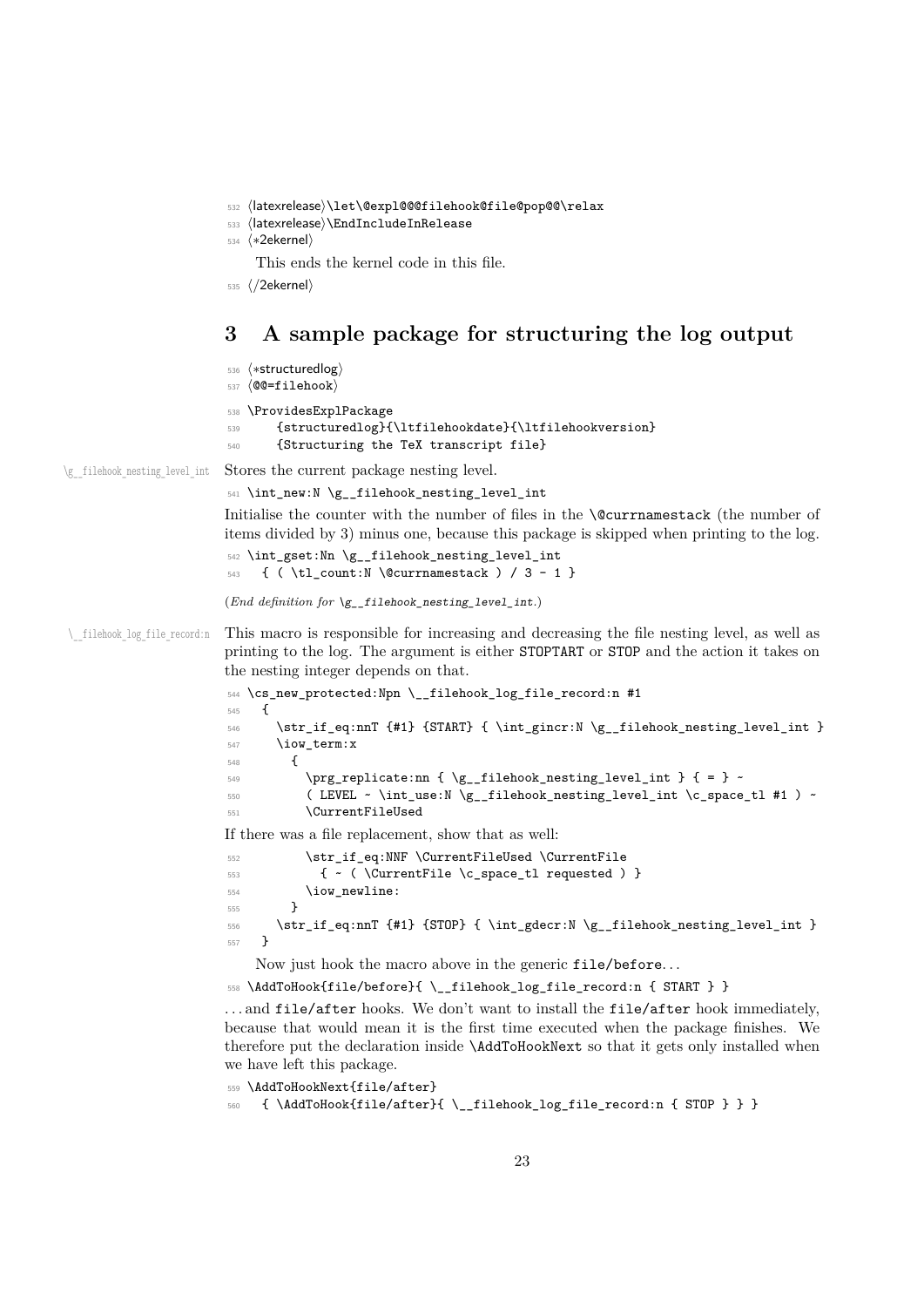```
532 ⟨latexrelease⟩\let\@expl@@@filehook@file@pop@@\relax
533 ⟨latexrelease⟩\EndIncludeInRelease
534 ⟨*2ekernel⟩
```

This ends the kernel code in this file.

```
535 ⟨/2ekernel⟩
```

## 3 A sample package for structuring the log output

```
536 ⟨*structuredlog⟩
537 ⟨@@=filehook⟩
538 \ProvidesExplPackage
539     {structuredlog}{\ltfilehookdate}{\ltfilehookversion}
540     {Structuring the TeX transcript file}
```

\g__filehook_nesting_level_int Stores the current package nesting level.

```
541 \int_new:N \g__filehook_nesting_level_int
```

Initialise the counter with the number of files in the \@currnamestack (the number of items divided by 3) minus one, because this package is skipped when printing to the log.

```
542 \int_gset:Nn \g__filehook_nesting_level_int
543   { ( \tl_count:N \@currnamestack ) / 3 - 1 }
```

(*End definition for \g__filehook_nesting_level_int.*)

\__filehook_log_file_record:n This macro is responsible for increasing and decreasing the file nesting level, as well as printing to the log. The argument is either STOPTART or STOP and the action it takes on the nesting integer depends on that.

```
544 \cs_new_protected:Npn \__filehook_log_file_record:n #1
545   {
546     \str_if_eq:nnT {#1} {START} { \int_gincr:N \g__filehook_nesting_level_int }
547     \iow_term:x
548       {
549         \prg_replicate:nn { \g__filehook_nesting_level_int } { = } ~
550         ( LEVEL ~ \int_use:N \g__filehook_nesting_level_int \c_space_tl #1 ) ~
551         \CurrentFileUsed
```

If there was a file replacement, show that as well:

```
552         \str_if_eq:NNF \CurrentFileUsed \CurrentFile
553           { ~ ( \CurrentFile \c_space_tl requested ) }
554         \iow_newline:
555       }
556     \str_if_eq:nnT {#1} {STOP} { \int_gdecr:N \g__filehook_nesting_level_int }
557   }
```

Now just hook the macro above in the generic file/before...

```
558 \AddToHook{file/before}{ \__filehook_log_file_record:n { START } }
```

...and file/after hooks. We don't want to install the file/after hook immediately, because that would mean it is the first time executed when the package finishes. We therefore put the declaration inside \AddToHookNext so that it gets only installed when we have left this package.

```
559 \AddToHookNext{file/after}
560   { \AddToHook{file/after}{ \__filehook_log_file_record:n { STOP } } }
```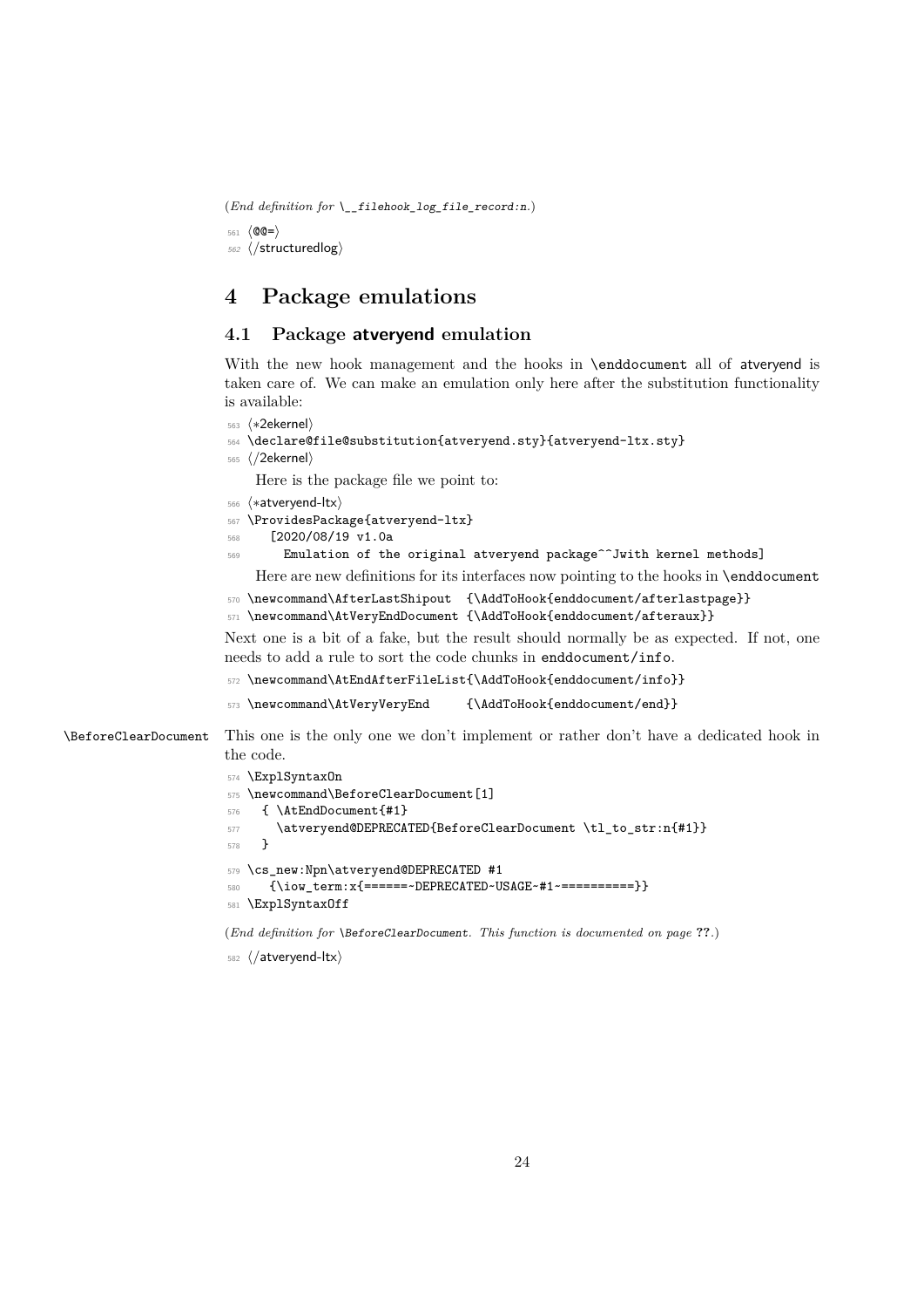(*End definition for* `\__filehook_log_file_record:n`.)

```
561 ⟨@@=⟩
562 ⟨/structuredlog⟩
```

# 4 Package emulations

## 4.1 Package **atveryend** emulation

With the new hook management and the hooks in `\enddocument` all of atveryend is taken care of. We can make an emulation only here after the substitution functionality is available:

```
563 ⟨*2ekernel⟩
564 \declare@file@substitution{atveryend.sty}{atveryend-ltx.sty}
565 ⟨/2ekernel⟩
```

Here is the package file we point to:

```
566 ⟨*atveryend-ltx⟩
567 \ProvidesPackage{atveryend-ltx}
568     [2020/08/19 v1.0a
569       Emulation of the original atveryend package^^Jwith kernel methods]
```

Here are new definitions for its interfaces now pointing to the hooks in `\enddocument`

```
570 \newcommand\AfterLastShipout  {\AddToHook{enddocument/afterlastpage}}
571 \newcommand\AtVeryEndDocument {\AddToHook{enddocument/afteraux}}
```

Next one is a bit of a fake, but the result should normally be as expected. If not, one needs to add a rule to sort the code chunks in `enddocument/info`.

```
572 \newcommand\AtEndAfterFileList{\AddToHook{enddocument/info}}
573 \newcommand\AtVeryVeryEnd     {\AddToHook{enddocument/end}}
```

`\BeforeClearDocument` This one is the only one we don't implement or rather don't have a dedicated hook in the code.

```
574 \ExplSyntaxOn
575 \newcommand\BeforeClearDocument[1]
576   { \AtEndDocument{#1}
577     \atveryend@DEPRECATED{BeforeClearDocument \tl_to_str:n{#1}}
578   }
579 \cs_new:Npn\atveryend@DEPRECATED #1
580    {\iow_term:x{======~DEPRECATED~USAGE~#1~==========}}
581 \ExplSyntaxOff
```

(*End definition for* `\BeforeClearDocument`*. This function is documented on page* **??**.)

```
582 ⟨/atveryend-ltx⟩
```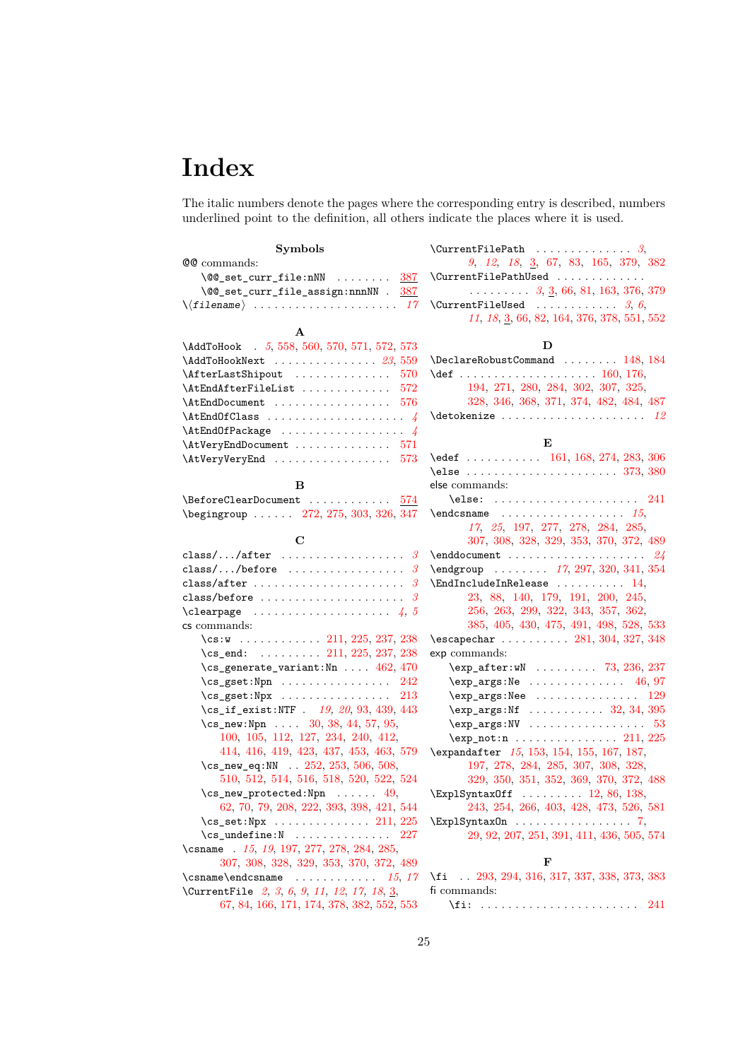# Index

The italic numbers denote the pages where the corresponding entry is described, numbers underlined point to the definition, all others indicate the places where it is used.

### Symbols

@@ commands:
- \@@_set_curr_file:nNN . . . . . . . . 387
- \@@_set_curr_file_assign:nnnNN . 387

\⟨*filename*⟩ . . . . . . . . . . . . . . . . . . . . . *17*

### A

\AddToHook . *5*, 558, 560, 570, 571, 572, 573
\AddToHookNext . . . . . . . . . . . . . . *23*, 559
\AfterLastShipout . . . . . . . . . . . . . . 570
\AtEndAfterFileList . . . . . . . . . . . . . 572
\AtEndDocument . . . . . . . . . . . . . . . . 576
\AtEndOfClass . . . . . . . . . . . . . . . . . . . *4*
\AtEndOfPackage . . . . . . . . . . . . . . . . . *4*
\AtVeryEndDocument . . . . . . . . . . . . . 571
\AtVeryVeryEnd . . . . . . . . . . . . . . . . 573

### B

\BeforeClearDocument . . . . . . . . . . . . 574
\begingroup . . . . . . 272, 275, 303, 326, 347

### C

class/.../after . . . . . . . . . . . . . . . . . . *3*
class/.../before . . . . . . . . . . . . . . . . . *3*
class/after . . . . . . . . . . . . . . . . . . . . . *3*
class/before . . . . . . . . . . . . . . . . . . . . *3*
\clearpage . . . . . . . . . . . . . . . . . . . *4*, *5*
cs commands:
- \cs:w . . . . . . . . . . . . 211, 225, 237, 238
- \cs_end: . . . . . . . . . 211, 225, 237, 238
- \cs_generate_variant:Nn . . . . 462, 470
- \cs_gset:Npn . . . . . . . . . . . . . . . . 242
- \cs_gset:Npx . . . . . . . . . . . . . . . . 213
- \cs_if_exist:NTF . *19*, *20*, 93, 439, 443
- \cs_new:Npn . . . . 30, 38, 44, 57, 95, 100, 105, 112, 127, 234, 240, 412, 414, 416, 419, 423, 437, 453, 463, 579
- \cs_new_eq:NN . . 252, 253, 506, 508, 510, 512, 514, 516, 518, 520, 522, 524
- \cs_new_protected:Npn . . . . . . 49, 62, 70, 79, 208, 222, 393, 398, 421, 544
- \cs_set:Npx . . . . . . . . . . . . . . 211, 225
- \cs_undefine:N . . . . . . . . . . . . . . 227

\csname . *15*, *19*, 197, 277, 278, 284, 285, 307, 308, 328, 329, 353, 370, 372, 489
\csname\endcsname . . . . . . . . . . . . *15*, *17*
\CurrentFile *2*, *3*, *6*, *9*, *11*, *12*, *17*, *18*, 3, 67, 84, 166, 171, 174, 378, 382, 552, 553
\CurrentFilePath . . . . . . . . . . . . . . *3*, *9*, *12*, *18*, 3, 67, 83, 165, 379, 382
\CurrentFilePathUsed . . . . . . . . . . . . . . . . . . . . . *3*, 3, 66, 81, 163, 376, 379
\CurrentFileUsed . . . . . . . . . . . . *3*, *6*, *11*, *18*, 3, 66, 82, 164, 376, 378, 551, 552

### D

\DeclareRobustCommand . . . . . . . . 148, 184
\def . . . . . . . . . . . . . . . . . . . . 160, 176, 194, 271, 280, 284, 302, 307, 325, 328, 346, 368, 371, 374, 482, 484, 487
\detokenize . . . . . . . . . . . . . . . . . . . . *12*

### E

\edef . . . . . . . . . . . 161, 168, 274, 283, 306
\else . . . . . . . . . . . . . . . . . . . . . . 373, 380
else commands:
- \else: . . . . . . . . . . . . . . . . . . . . . 241

\endcsname . . . . . . . . . . . . . . . . . . *15*, *17*, *25*, 197, 277, 278, 284, 285, 307, 308, 328, 329, 353, 370, 372, 489
\enddocument . . . . . . . . . . . . . . . . . . . *24*
\endgroup . . . . . . . . *17*, 297, 320, 341, 354
\EndIncludeInRelease . . . . . . . . . . . 14, 23, 88, 140, 179, 191, 200, 245, 256, 263, 299, 322, 343, 357, 362, 385, 405, 430, 475, 491, 498, 528, 533
\escapechar . . . . . . . . . . 281, 304, 327, 348
exp commands:
- \exp_after:wN . . . . . . . . . 73, 236, 237
- \exp_args:Ne . . . . . . . . . . . . . . 46, 97
- \exp_args:Nee . . . . . . . . . . . . . . . 129
- \exp_args:Nf . . . . . . . . . . . 32, 34, 395
- \exp_args:NV . . . . . . . . . . . . . . . . . 53
- \exp_not:n . . . . . . . . . . . . . . . 211, 225

\expandafter *15*, 153, 154, 155, 167, 187, 197, 278, 284, 285, 307, 308, 328, 329, 350, 351, 352, 369, 370, 372, 488
\ExplSyntaxOff . . . . . . . . . 12, 86, 138, 243, 254, 266, 403, 428, 473, 526, 581
\ExplSyntaxOn . . . . . . . . . . . . . . . . . 7, 29, 92, 207, 251, 391, 411, 436, 505, 574

### F

\fi . . 293, 294, 316, 317, 337, 338, 373, 383
fi commands:
- \fi: . . . . . . . . . . . . . . . . . . . . . . . 241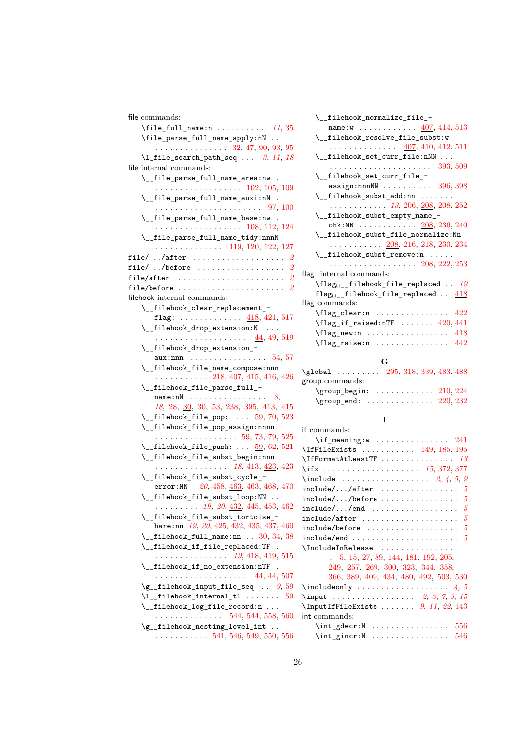file commands:
- \file_full_name:n . . . . . . . . . . *11*, 35
- \file_parse_full_name_apply:nN . . . . . . . . . . . . . . . . . 32, 47, 90, 93, 95
- \l_file_search_path_seq . . . *3*, *11*, *18*

file internal commands:
- \__file_parse_full_name_area:nw . . . . . . . . . . . . . . . . . . . 102, 105, 109
- \__file_parse_full_name_auxi:nN . . . . . . . . . . . . . . . . . . . . . . . 97, 100
- \__file_parse_full_name_base:nw . . . . . . . . . . . . . . . . . . . 108, 112, 124
- \__file_parse_full_name_tidy:nnnN . . . . . . . . . . . . . . 119, 120, 122, 127

file/.../after . . . . . . . . . . . . . . . . . . . *2*
file/.../before . . . . . . . . . . . . . . . . . *2*
file/after . . . . . . . . . . . . . . . . . . . . . *2*
file/before . . . . . . . . . . . . . . . . . . . . . *2*

filehook internal commands:
- \__filehook_clear_replacement_flag: . . . . . . . . . . . . . 418, 421, 517
- \__filehook_drop_extension:N . . . . . . . . . . . . . . . . . . . . . . 44, 49, 519
- \__filehook_drop_extension_aux:nnn . . . . . . . . . . . . . . . . . 54, 57
- \__filehook_file_name_compose:nnn . . . . . . . . . . . 218, 407, 415, 416, 426
- \__filehook_file_parse_full_name:nN . . . . . . . . . . . . . . . . *8*, *18*, 28, 30, 30, 53, 238, 395, 413, 415
- \__filehook_file_pop: . . . 59, 70, 523
- \__filehook_file_pop_assign:nnnn . . . . . . . . . . . . . . . . . 59, 73, 79, 525
- \__filehook_file_push: . . . 59, 62, 521
- \__filehook_file_subst_begin:nnn . . . . . . . . . . . . . . . *18*, 413, 423, 423
- \__filehook_file_subst_cycle_error:NN *20*, 458, 463, 463, 468, 470
- \__filehook_file_subst_loop:NN . . . . . . . . . . *19*, *20*, 432, 445, 453, 462
- \__filehook_file_subst_tortoise_hare:nn *19*, *20*, 425, 432, 435, 437, 460
- \__filehook_full_name:nn . . 30, 34, 38
- \__filehook_if_file_replaced:TF . . . . . . . . . . . . . . . . *19*, 418, 419, 515
- \__filehook_if_no_extension:nTF . . . . . . . . . . . . . . . . . . . . 44, 44, 507
- \g__filehook_input_file_seq . . *9*, 59
- \l__filehook_internal_tl . . . . . . . 59
- \__filehook_log_file_record:n . . . . . . . . . . . . . . . . 544, 544, 558, 560
- \g__filehook_nesting_level_int . . . . . . . . . . . . . 541, 546, 549, 550, 556
- \__filehook_normalize_file_name:w . . . . . . . . . . . . 407, 414, 513
- \__filehook_resolve_file_subst:w . . . . . . . . . . . . . . 407, 410, 412, 511
- \__filehook_set_curr_file:nNN . . . . . . . . . . . . . . . . . . . . . . 393, 509
- \__filehook_set_curr_file_assign:nnnNN . . . . . . . . . . 396, 398
- \__filehook_subst_add:nn . . . . . . . . . . . . . . . . . . . *13*, 206, 208, 208, 252
- \__filehook_subst_empty_name_chk:NN . . . . . . . . . . . . 208, 236, 240
- \__filehook_subst_file_normalize:Nn . . . . . . . . . . . 208, 216, 218, 230, 234
- \__filehook_subst_remove:n . . . . . . . . . . . . . . . . . . . . . . 208, 222, 253

flag internal commands:
- \flag␣__filehook_file_replaced . . *19*
- flag␣__filehook_file_replaced . . 418

flag commands:
- \flag_clear:n . . . . . . . . . . . . . . . 422
- \flag_if_raised:nTF . . . . . . . 420, 441
- \flag_new:n . . . . . . . . . . . . . . . . . 418
- \flag_raise:n . . . . . . . . . . . . . . . 442

**G**

\global . . . . . . . . . 295, 318, 339, 483, 488

group commands:
- \group_begin: . . . . . . . . . . . . 210, 224
- \group_end: . . . . . . . . . . . . . . 220, 232

**I**

if commands:
- \if_meaning:w . . . . . . . . . . . . . . . 241

\IfFileExists . . . . . . . . . . . 149, 185, 195
\IfFormatAtLeastTF . . . . . . . . . . . . . . *13*
\ifx . . . . . . . . . . . . . . . . . . . . *15*, 372, 377
\include . . . . . . . . . . . . . . . . . . *2*, *4*, *5*, *9*
include/.../after . . . . . . . . . . . . . . . . *5*
include/.../before . . . . . . . . . . . . . . . . *5*
include/.../end . . . . . . . . . . . . . . . . . . *5*
include/after . . . . . . . . . . . . . . . . . . . . *5*
include/before . . . . . . . . . . . . . . . . . . . *5*
include/end . . . . . . . . . . . . . . . . . . . . . *5*
\IncludeInRelease . . . . . . . . . . . . . . . 5, 15, 27, 89, 144, 181, 192, 205, 249, 257, 269, 300, 323, 344, 358, 366, 389, 409, 434, 480, 492, 503, 530
\includeonly . . . . . . . . . . . . . . . . . . . *4*, *5*
\input . . . . . . . . . . . . . . . . . *2*, *3*, *7*, *9*, *15*
\InputIfFileExists . . . . . . . *9*, *11*, *22*, 143

int commands:
- \int_gdecr:N . . . . . . . . . . . . . . . . 556
- \int_gincr:N . . . . . . . . . . . . . . . . 546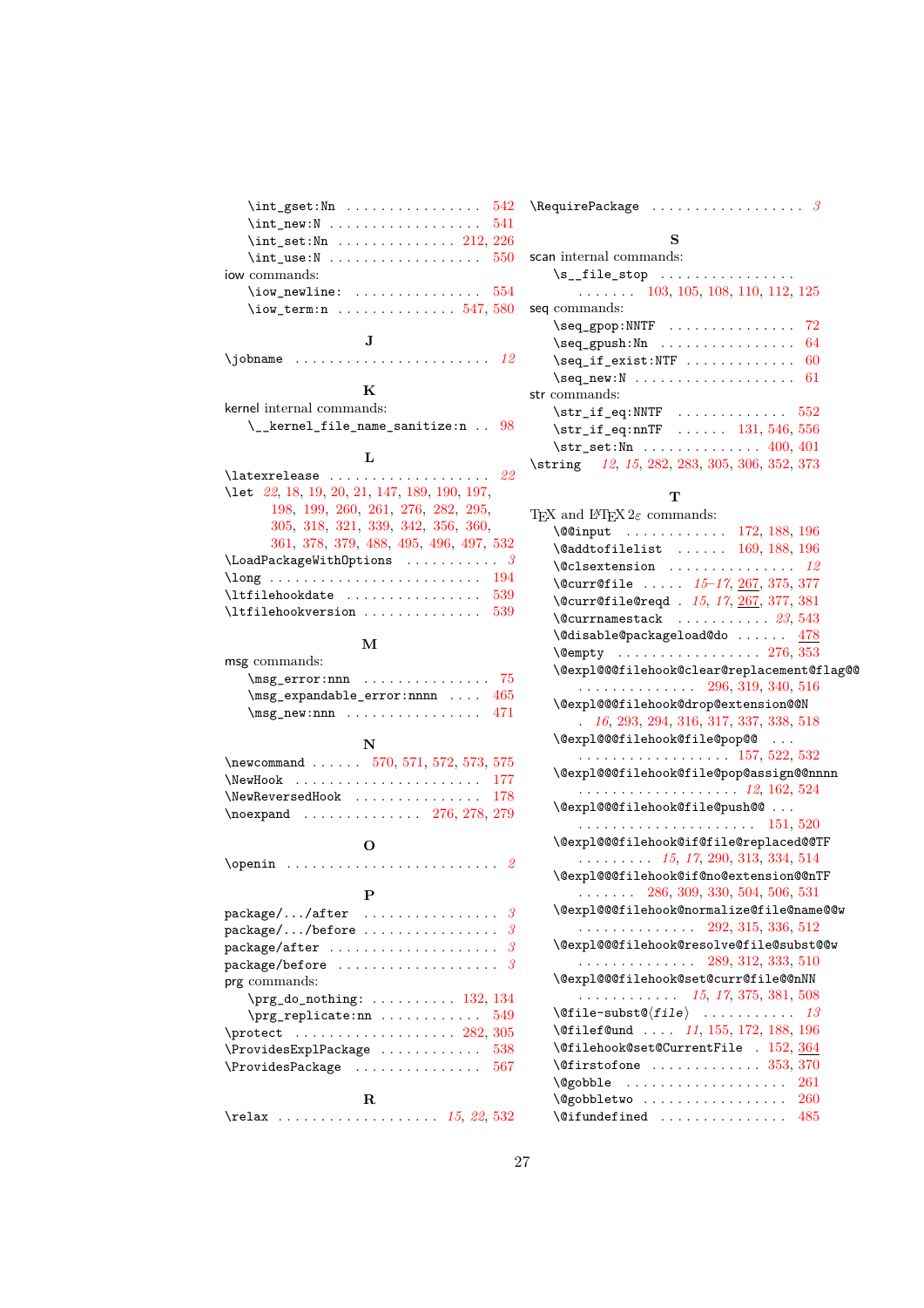\int_gset:Nn . . . . . . . . . . . . . . . . 542
\int_new:N . . . . . . . . . . . . . . . . . . 541
\int_set:Nn . . . . . . . . . . . . . . 212, 226
\int_use:N . . . . . . . . . . . . . . . . . . 550

iow commands:
\iow_newline: . . . . . . . . . . . . . . . 554
\iow_term:n . . . . . . . . . . . . . . 547, 580

**J**

\jobname . . . . . . . . . . . . . . . . . . . . . . . *12*

**K**

kernel internal commands:
\__kernel_file_name_sanitize:n . . 98

**L**

\latexrelease . . . . . . . . . . . . . . . . . . *22*
\let *22*, 18, 19, 20, 21, 147, 189, 190, 197, 198, 199, 260, 261, 276, 282, 295, 305, 318, 321, 339, 342, 356, 360, 361, 378, 379, 488, 495, 496, 497, 532
\LoadPackageWithOptions . . . . . . . . . . *3*
\long . . . . . . . . . . . . . . . . . . . . . . . . . 194
\ltfilehookdate . . . . . . . . . . . . . . . . 539
\ltfilehookversion . . . . . . . . . . . . . . 539

**M**

msg commands:
\msg_error:nnn . . . . . . . . . . . . . . . 75
\msg_expandable_error:nnnn . . . . 465
\msg_new:nnn . . . . . . . . . . . . . . . . 471

**N**

\newcommand . . . . . . 570, 571, 572, 573, 575
\NewHook . . . . . . . . . . . . . . . . . . . . . . 177
\NewReversedHook . . . . . . . . . . . . . . . 178
\noexpand . . . . . . . . . . . . . . 276, 278, 279

**O**

\openin . . . . . . . . . . . . . . . . . . . . . . . . . *2*

**P**

package/.../after . . . . . . . . . . . . . . . . *3*
package/.../before . . . . . . . . . . . . . . . *3*
package/after . . . . . . . . . . . . . . . . . . . *3*
package/before . . . . . . . . . . . . . . . . . . *3*

prg commands:
\prg_do_nothing: . . . . . . . . . . 132, 134
\prg_replicate:nn . . . . . . . . . . . . 549
\protect . . . . . . . . . . . . . . . . . . . 282, 305
\ProvidesExplPackage . . . . . . . . . . . . 538
\ProvidesPackage . . . . . . . . . . . . . . . 567

**R**

\relax . . . . . . . . . . . . . . . . . . . *15*, *22*, 532
\RequirePackage . . . . . . . . . . . . . . . . . . *3*

**S**

scan internal commands:
\s__file_stop . . . . . . . . . . . . . . . . . . . . . . . 103, 105, 108, 110, 112, 125

seq commands:
\seq_gpop:NNTF . . . . . . . . . . . . . . . 72
\seq_gpush:Nn . . . . . . . . . . . . . . . . 64
\seq_if_exist:NTF . . . . . . . . . . . . . 60
\seq_new:N . . . . . . . . . . . . . . . . . . . 61

str commands:
\str_if_eq:NNTF . . . . . . . . . . . . . 552
\str_if_eq:nnTF . . . . . . 131, 546, 556
\str_set:Nn . . . . . . . . . . . . . . 400, 401
\string *12*, *15*, 282, 283, 305, 306, 352, 373

**T**

TEX and LATEX $2_\varepsilon$ commands:
\@@input . . . . . . . . . . . . 172, 188, 196
\@addtofilelist . . . . . . 169, 188, 196
\@clsextension . . . . . . . . . . . . . . . *12*
\@curr@file . . . . . *15–17*, <u>267</u>, 375, 377
\@curr@file@reqd . *15*, *17*, <u>267</u>, 377, 381
\@currnamestack . . . . . . . . . . . *23*, 543
\@disable@packageload@do . . . . . . <u>478</u>
\@empty . . . . . . . . . . . . . . . . . 276, 353
\@expl@@@filehook@clear@replacement@flag@@ . . . . . . . . . . . . . . 296, 319, 340, 516
\@expl@@@filehook@drop@extension@@N . *16*, 293, 294, 316, 317, 337, 338, 518
\@expl@@@filehook@file@pop@@ . . . . . . . . . . . . . . . . . . . . . 157, 522, 532
\@expl@@@filehook@file@pop@assign@@nnnn . . . . . . . . . . . . . . . . . . . *12*, 162, 524
\@expl@@@filehook@file@push@@ . . . . . . . . . . . . . . . . . . . . . . . . . 151, 520
\@expl@@@filehook@if@file@replaced@@TF . . . . . . . . . *15*, *17*, 290, 313, 334, 514
\@expl@@@filehook@if@no@extension@@nTF . . . . . . . 286, 309, 330, 504, 506, 531
\@expl@@@filehook@normalize@file@name@@w . . . . . . . . . . . . . . 292, 315, 336, 512
\@expl@@@filehook@resolve@file@subst@@w . . . . . . . . . . . . . . 289, 312, 333, 510
\@expl@@@filehook@set@curr@file@@nNN . . . . . . . . . . . . *15*, *17*, 375, 381, 508
\@file-subst@⟨*file*⟩ . . . . . . . . . . . *13*
\@filef@und . . . . *11*, 155, 172, 188, 196
\@filehook@set@CurrentFile . 152, <u>364</u>
\@firstofone . . . . . . . . . . . . . 353, 370
\@gobble . . . . . . . . . . . . . . . . . . . 261
\@gobbletwo . . . . . . . . . . . . . . . . . 260
\@ifundefined . . . . . . . . . . . . . . . 485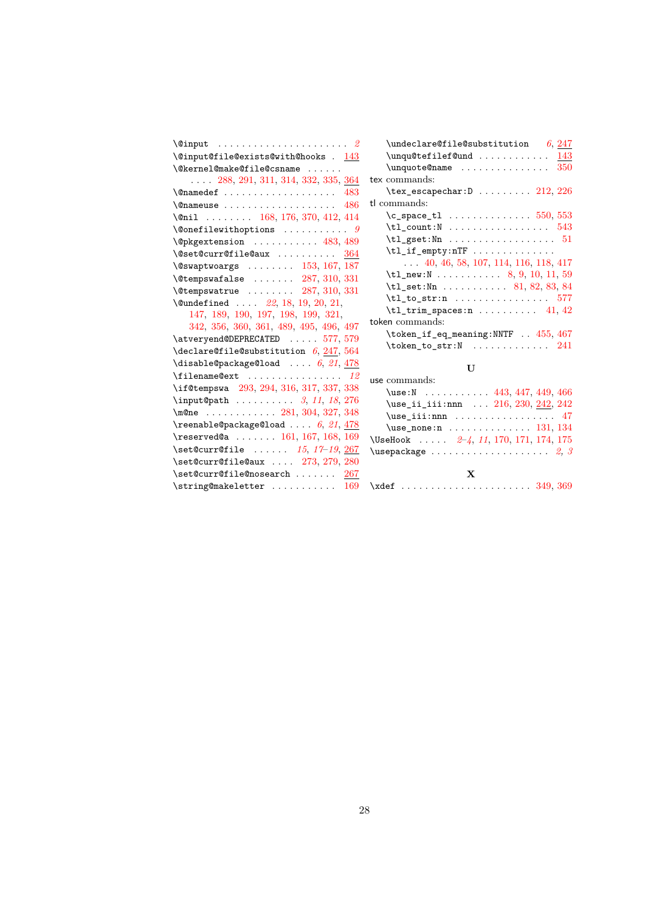\@input . . . . . . . . . . . . . . . . . . . . . . 2
\@input@file@exists@with@hooks . 143
\@kernel@make@file@csname . . . . . .
. . . . 288, 291, 311, 314, 332, 335, 364
\@namedef . . . . . . . . . . . . . . . . . . . 483
\@nameuse . . . . . . . . . . . . . . . . . . . 486
\@nil . . . . . . . . 168, 176, 370, 412, 414
\@onefilewithoptions . . . . . . . . . . . 9
\@pkgextension . . . . . . . . . . . 483, 489
\@set@curr@file@aux . . . . . . . . . . 364
\@swaptwoargs . . . . . . . . 153, 167, 187
\@tempswafalse . . . . . . . 287, 310, 331
\@tempswatrue . . . . . . . . 287, 310, 331
\@undefined . . . . 22, 18, 19, 20, 21,
147, 189, 190, 197, 198, 199, 321,
342, 356, 360, 361, 489, 495, 496, 497
\atveryend@DEPRECATED . . . . . 577, 579
\declare@file@substitution 6, 247, 564
\disable@package@load . . . . 6, 21, 478
\filename@ext . . . . . . . . . . . . . . . . 12
\if@tempswa 293, 294, 316, 317, 337, 338
\input@path . . . . . . . . . . 3, 11, 18, 276
\m@ne . . . . . . . . . . . . 281, 304, 327, 348
\reenable@package@load . . . . 6, 21, 478
\reserved@a . . . . . . . 161, 167, 168, 169
\set@curr@file . . . . . . 15, 17–19, 267
\set@curr@file@aux . . . . 273, 279, 280
\set@curr@file@nosearch . . . . . . . 267
\string@makeletter . . . . . . . . . . . 169
\undeclare@file@substitution 6, 247
\unqu@tefilef@und . . . . . . . . . . . . 143
\unquote@name . . . . . . . . . . . . . . . 350

tex commands:
\tex_escapechar:D . . . . . . . . . 212, 226

tl commands:
\c_space_tl . . . . . . . . . . . . . . 550, 553
\tl_count:N . . . . . . . . . . . . . . . . . 543
\tl_gset:Nn . . . . . . . . . . . . . . . . . . 51
\tl_if_empty:nTF . . . . . . . . . . . . .
. . . 40, 46, 58, 107, 114, 116, 118, 417
\tl_new:N . . . . . . . . . . . 8, 9, 10, 11, 59
\tl_set:Nn . . . . . . . . . . . 81, 82, 83, 84
\tl_to_str:n . . . . . . . . . . . . . . . . 577
\tl_trim_spaces:n . . . . . . . . . . 41, 42

token commands:
\token_if_eq_meaning:NNTF . . 455, 467
\token_to_str:N . . . . . . . . . . . . . 241

**U**

use commands:
\use:N . . . . . . . . . . . 443, 447, 449, 466
\use_ii_iii:nnn . . . 216, 230, 242, 242
\use_iii:nnn . . . . . . . . . . . . . . . . . 47
\use_none:n . . . . . . . . . . . . . . 131, 134
\UseHook . . . . . 2–4, 11, 170, 171, 174, 175
\usepackage . . . . . . . . . . . . . . . . . . . . 2, 3

**X**

\xdef . . . . . . . . . . . . . . . . . . . . . . 349, 369